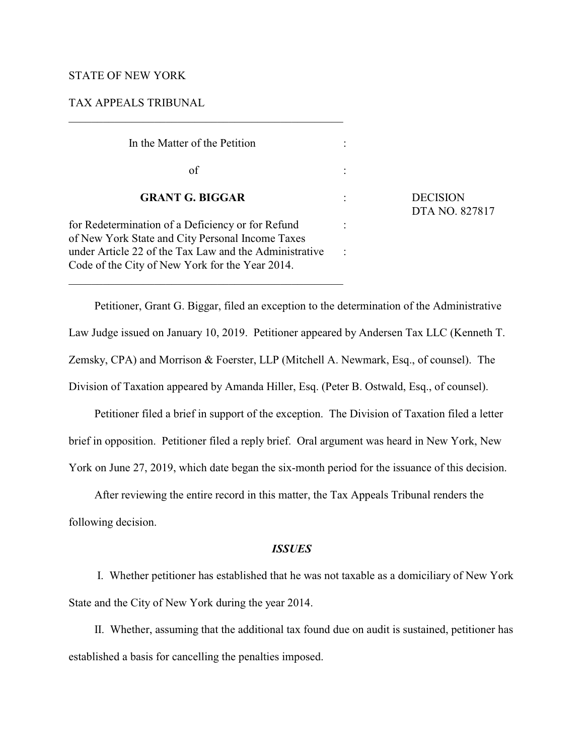STATE OF NEW YORK

TAX APPEALS TRIBUNAL

---

| | | |
|---|---|---|
| In the Matter of the Petition | : | |
| of | : | |
| **GRANT G. BIGGAR** | : | DECISION<br>DTA NO. 827817 |
| for Redetermination of a Deficiency or for Refund of New York State and City Personal Income Taxes under Article 22 of the Tax Law and the Administrative Code of the City of New York for the Year 2014. | : | |

---

Petitioner, Grant G. Biggar, filed an exception to the determination of the Administrative Law Judge issued on January 10, 2019. Petitioner appeared by Andersen Tax LLC (Kenneth T. Zemsky, CPA) and Morrison & Foerster, LLP (Mitchell A. Newmark, Esq., of counsel). The Division of Taxation appeared by Amanda Hiller, Esq. (Peter B. Ostwald, Esq., of counsel).

Petitioner filed a brief in support of the exception. The Division of Taxation filed a letter brief in opposition. Petitioner filed a reply brief. Oral argument was heard in New York, New York on June 27, 2019, which date began the six-month period for the issuance of this decision.

After reviewing the entire record in this matter, the Tax Appeals Tribunal renders the following decision.

## *ISSUES*

I. Whether petitioner has established that he was not taxable as a domiciliary of New York State and the City of New York during the year 2014.

II. Whether, assuming that the additional tax found due on audit is sustained, petitioner has established a basis for cancelling the penalties imposed.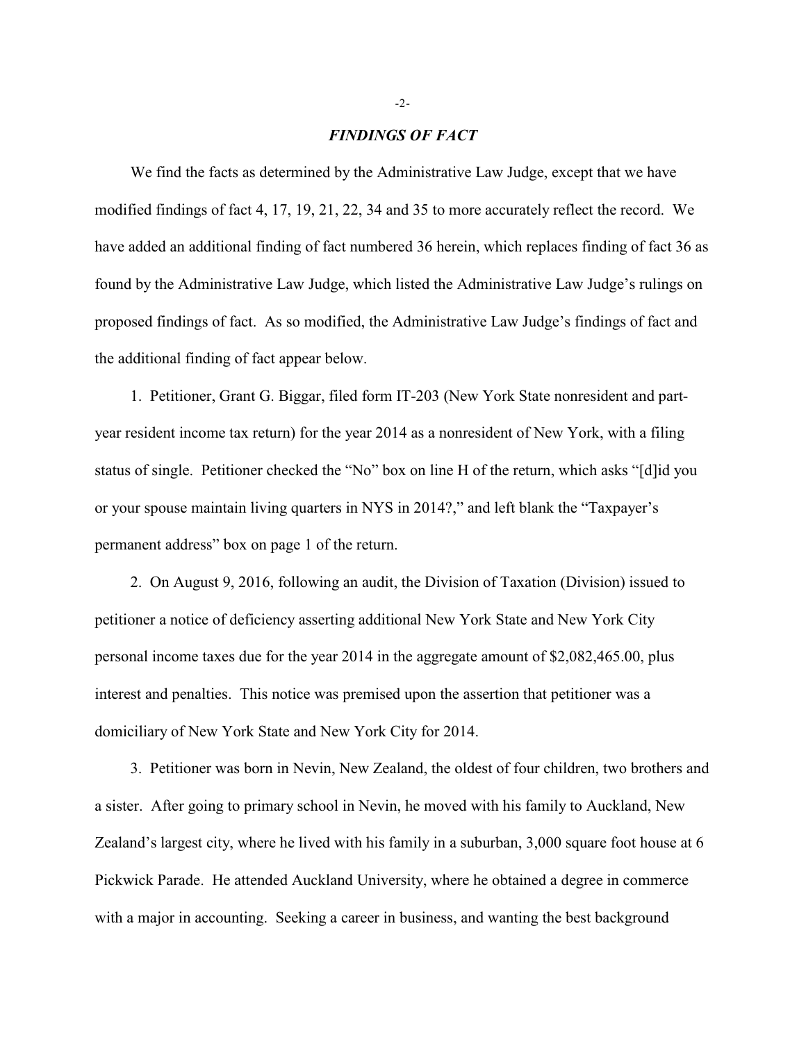## *FINDINGS OF FACT*

We find the facts as determined by the Administrative Law Judge, except that we have modified findings of fact 4, 17, 19, 21, 22, 34 and 35 to more accurately reflect the record. We have added an additional finding of fact numbered 36 herein, which replaces finding of fact 36 as found by the Administrative Law Judge, which listed the Administrative Law Judge's rulings on proposed findings of fact. As so modified, the Administrative Law Judge's findings of fact and the additional finding of fact appear below.

1. Petitioner, Grant G. Biggar, filed form IT-203 (New York State nonresident and part-year resident income tax return) for the year 2014 as a nonresident of New York, with a filing status of single. Petitioner checked the "No" box on line H of the return, which asks "[d]id you or your spouse maintain living quarters in NYS in 2014?," and left blank the "Taxpayer's permanent address" box on page 1 of the return.

2. On August 9, 2016, following an audit, the Division of Taxation (Division) issued to petitioner a notice of deficiency asserting additional New York State and New York City personal income taxes due for the year 2014 in the aggregate amount of $2,082,465.00, plus interest and penalties. This notice was premised upon the assertion that petitioner was a domiciliary of New York State and New York City for 2014.

3. Petitioner was born in Nevin, New Zealand, the oldest of four children, two brothers and a sister. After going to primary school in Nevin, he moved with his family to Auckland, New Zealand's largest city, where he lived with his family in a suburban, 3,000 square foot house at 6 Pickwick Parade. He attended Auckland University, where he obtained a degree in commerce with a major in accounting. Seeking a career in business, and wanting the best background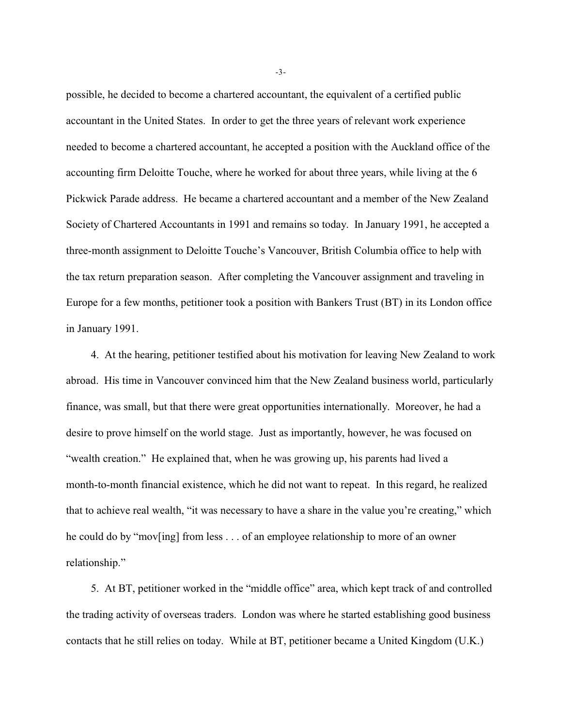possible, he decided to become a chartered accountant, the equivalent of a certified public accountant in the United States. In order to get the three years of relevant work experience needed to become a chartered accountant, he accepted a position with the Auckland office of the accounting firm Deloitte Touche, where he worked for about three years, while living at the 6 Pickwick Parade address. He became a chartered accountant and a member of the New Zealand Society of Chartered Accountants in 1991 and remains so today. In January 1991, he accepted a three-month assignment to Deloitte Touche's Vancouver, British Columbia office to help with the tax return preparation season. After completing the Vancouver assignment and traveling in Europe for a few months, petitioner took a position with Bankers Trust (BT) in its London office in January 1991.

4. At the hearing, petitioner testified about his motivation for leaving New Zealand to work abroad. His time in Vancouver convinced him that the New Zealand business world, particularly finance, was small, but that there were great opportunities internationally. Moreover, he had a desire to prove himself on the world stage. Just as importantly, however, he was focused on "wealth creation." He explained that, when he was growing up, his parents had lived a month-to-month financial existence, which he did not want to repeat. In this regard, he realized that to achieve real wealth, "it was necessary to have a share in the value you're creating," which he could do by "mov[ing] from less . . . of an employee relationship to more of an owner relationship."

5. At BT, petitioner worked in the "middle office" area, which kept track of and controlled the trading activity of overseas traders. London was where he started establishing good business contacts that he still relies on today. While at BT, petitioner became a United Kingdom (U.K.)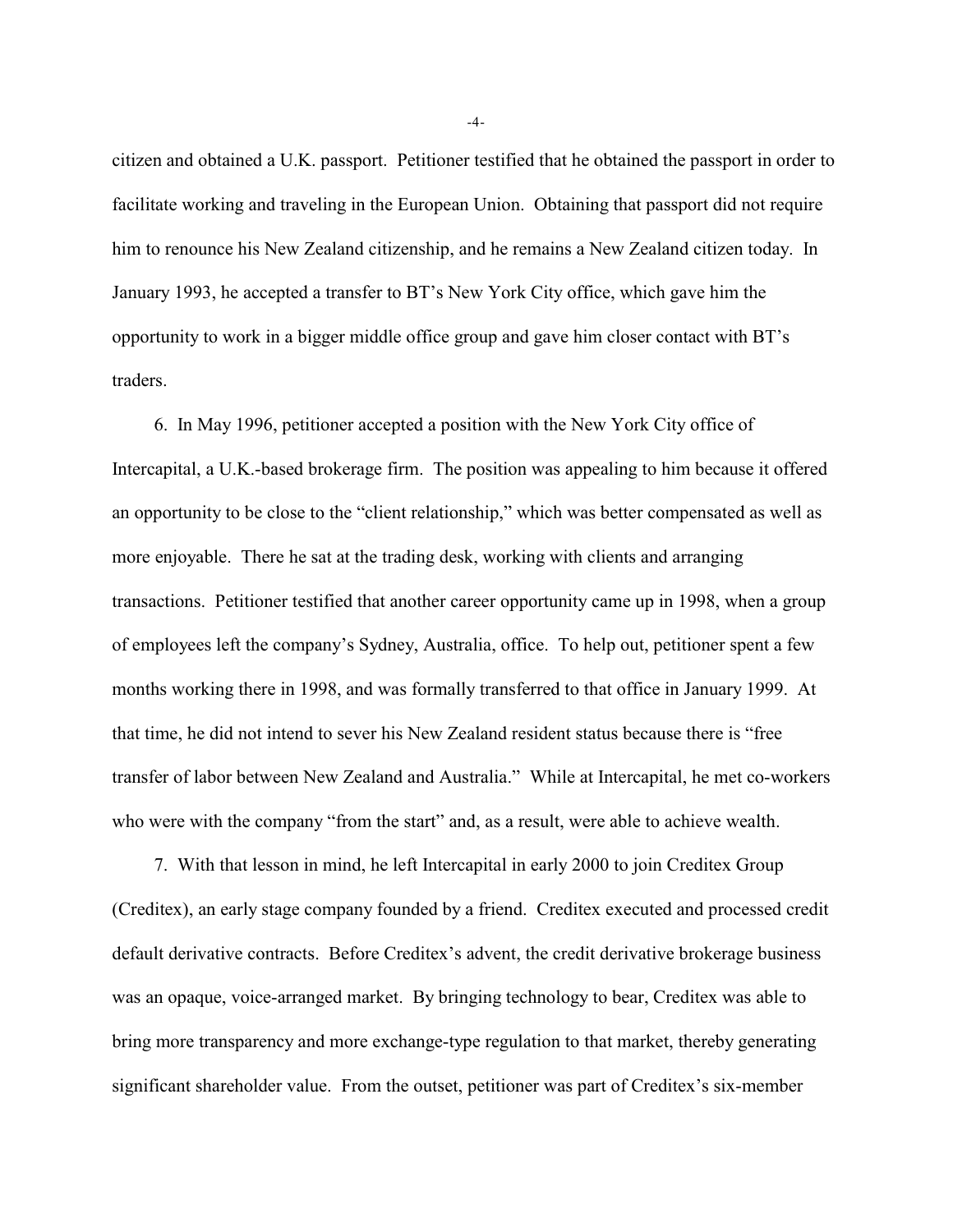citizen and obtained a U.K. passport. Petitioner testified that he obtained the passport in order to facilitate working and traveling in the European Union. Obtaining that passport did not require him to renounce his New Zealand citizenship, and he remains a New Zealand citizen today. In January 1993, he accepted a transfer to BT's New York City office, which gave him the opportunity to work in a bigger middle office group and gave him closer contact with BT's traders.

6. In May 1996, petitioner accepted a position with the New York City office of Intercapital, a U.K.-based brokerage firm. The position was appealing to him because it offered an opportunity to be close to the "client relationship," which was better compensated as well as more enjoyable. There he sat at the trading desk, working with clients and arranging transactions. Petitioner testified that another career opportunity came up in 1998, when a group of employees left the company's Sydney, Australia, office. To help out, petitioner spent a few months working there in 1998, and was formally transferred to that office in January 1999. At that time, he did not intend to sever his New Zealand resident status because there is "free transfer of labor between New Zealand and Australia." While at Intercapital, he met co-workers who were with the company "from the start" and, as a result, were able to achieve wealth.

7. With that lesson in mind, he left Intercapital in early 2000 to join Creditex Group (Creditex), an early stage company founded by a friend. Creditex executed and processed credit default derivative contracts. Before Creditex's advent, the credit derivative brokerage business was an opaque, voice-arranged market. By bringing technology to bear, Creditex was able to bring more transparency and more exchange-type regulation to that market, thereby generating significant shareholder value. From the outset, petitioner was part of Creditex's six-member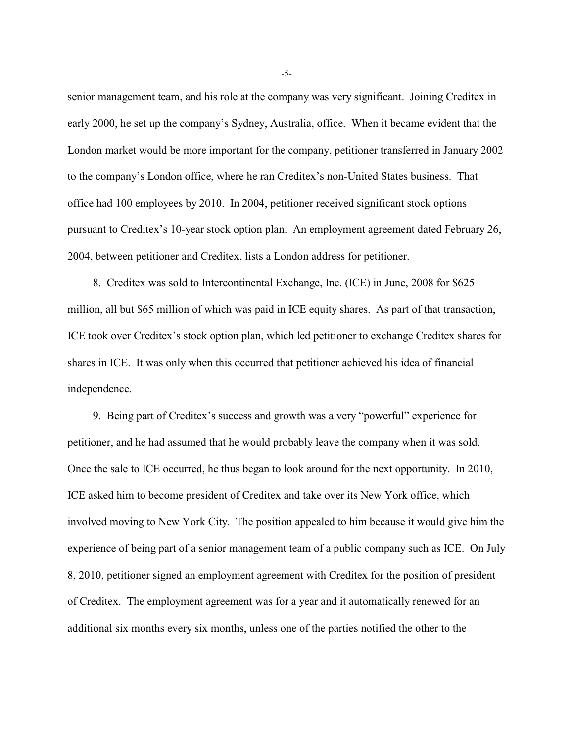senior management team, and his role at the company was very significant. Joining Creditex in early 2000, he set up the company's Sydney, Australia, office. When it became evident that the London market would be more important for the company, petitioner transferred in January 2002 to the company's London office, where he ran Creditex's non-United States business. That office had 100 employees by 2010. In 2004, petitioner received significant stock options pursuant to Creditex's 10-year stock option plan. An employment agreement dated February 26, 2004, between petitioner and Creditex, lists a London address for petitioner.

8. Creditex was sold to Intercontinental Exchange, Inc. (ICE) in June, 2008 for $625 million, all but $65 million of which was paid in ICE equity shares. As part of that transaction, ICE took over Creditex's stock option plan, which led petitioner to exchange Creditex shares for shares in ICE. It was only when this occurred that petitioner achieved his idea of financial independence.

9. Being part of Creditex's success and growth was a very "powerful" experience for petitioner, and he had assumed that he would probably leave the company when it was sold. Once the sale to ICE occurred, he thus began to look around for the next opportunity. In 2010, ICE asked him to become president of Creditex and take over its New York office, which involved moving to New York City. The position appealed to him because it would give him the experience of being part of a senior management team of a public company such as ICE. On July 8, 2010, petitioner signed an employment agreement with Creditex for the position of president of Creditex. The employment agreement was for a year and it automatically renewed for an additional six months every six months, unless one of the parties notified the other to the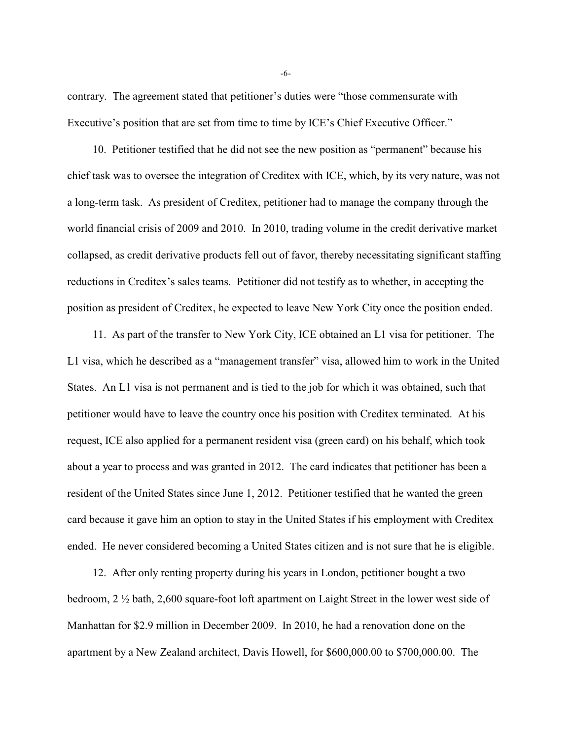contrary. The agreement stated that petitioner's duties were "those commensurate with Executive's position that are set from time to time by ICE's Chief Executive Officer."

10. Petitioner testified that he did not see the new position as "permanent" because his chief task was to oversee the integration of Creditex with ICE, which, by its very nature, was not a long-term task. As president of Creditex, petitioner had to manage the company through the world financial crisis of 2009 and 2010. In 2010, trading volume in the credit derivative market collapsed, as credit derivative products fell out of favor, thereby necessitating significant staffing reductions in Creditex's sales teams. Petitioner did not testify as to whether, in accepting the position as president of Creditex, he expected to leave New York City once the position ended.

11. As part of the transfer to New York City, ICE obtained an L1 visa for petitioner. The L1 visa, which he described as a "management transfer" visa, allowed him to work in the United States. An L1 visa is not permanent and is tied to the job for which it was obtained, such that petitioner would have to leave the country once his position with Creditex terminated. At his request, ICE also applied for a permanent resident visa (green card) on his behalf, which took about a year to process and was granted in 2012. The card indicates that petitioner has been a resident of the United States since June 1, 2012. Petitioner testified that he wanted the green card because it gave him an option to stay in the United States if his employment with Creditex ended. He never considered becoming a United States citizen and is not sure that he is eligible.

12. After only renting property during his years in London, petitioner bought a two bedroom, 2 ½ bath, 2,600 square-foot loft apartment on Laight Street in the lower west side of Manhattan for $2.9 million in December 2009. In 2010, he had a renovation done on the apartment by a New Zealand architect, Davis Howell, for $600,000.00 to $700,000.00. The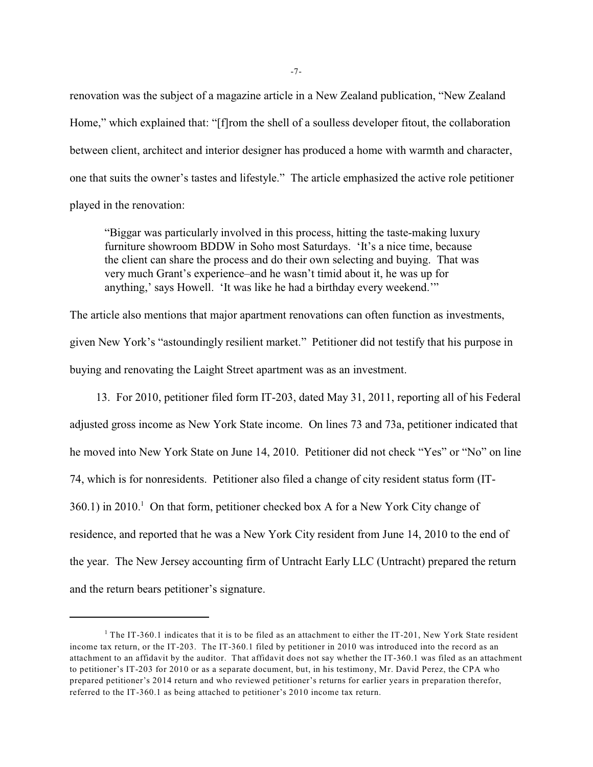renovation was the subject of a magazine article in a New Zealand publication, "New Zealand Home," which explained that: "[f]rom the shell of a soulless developer fitout, the collaboration between client, architect and interior designer has produced a home with warmth and character, one that suits the owner's tastes and lifestyle." The article emphasized the active role petitioner played in the renovation:

> "Biggar was particularly involved in this process, hitting the taste-making luxury furniture showroom BDDW in Soho most Saturdays. 'It's a nice time, because the client can share the process and do their own selecting and buying. That was very much Grant's experience–and he wasn't timid about it, he was up for anything,' says Howell. 'It was like he had a birthday every weekend.'"

The article also mentions that major apartment renovations can often function as investments, given New York's "astoundingly resilient market." Petitioner did not testify that his purpose in buying and renovating the Laight Street apartment was as an investment.

13. For 2010, petitioner filed form IT-203, dated May 31, 2011, reporting all of his Federal adjusted gross income as New York State income. On lines 73 and 73a, petitioner indicated that he moved into New York State on June 14, 2010. Petitioner did not check "Yes" or "No" on line 74, which is for nonresidents. Petitioner also filed a change of city resident status form (IT-360.1) in 2010.[1] On that form, petitioner checked box A for a New York City change of residence, and reported that he was a New York City resident from June 14, 2010 to the end of the year. The New Jersey accounting firm of Untracht Early LLC (Untracht) prepared the return and the return bears petitioner's signature.

---

[1] The IT-360.1 indicates that it is to be filed as an attachment to either the IT-201, New York State resident income tax return, or the IT-203. The IT-360.1 filed by petitioner in 2010 was introduced into the record as an attachment to an affidavit by the auditor. That affidavit does not say whether the IT-360.1 was filed as an attachment to petitioner's IT-203 for 2010 or as a separate document, but, in his testimony, Mr. David Perez, the CPA who prepared petitioner's 2014 return and who reviewed petitioner's returns for earlier years in preparation therefor, referred to the IT-360.1 as being attached to petitioner's 2010 income tax return.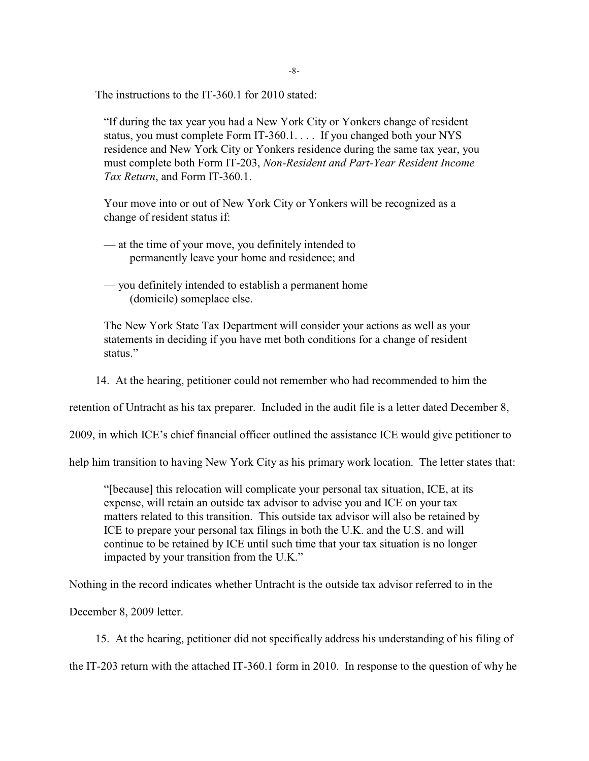The instructions to the IT-360.1 for 2010 stated:

> "If during the tax year you had a New York City or Yonkers change of resident status, you must complete Form IT-360.1. . . . If you changed both your NYS residence and New York City or Yonkers residence during the same tax year, you must complete both Form IT-203, *Non-Resident and Part-Year Resident Income Tax Return*, and Form IT-360.1.
>
> Your move into or out of New York City or Yonkers will be recognized as a change of resident status if:
>
> — at the time of your move, you definitely intended to permanently leave your home and residence; and
>
> — you definitely intended to establish a permanent home (domicile) someplace else.
>
> The New York State Tax Department will consider your actions as well as your statements in deciding if you have met both conditions for a change of resident status."

14. At the hearing, petitioner could not remember who had recommended to him the retention of Untracht as his tax preparer. Included in the audit file is a letter dated December 8, 2009, in which ICE's chief financial officer outlined the assistance ICE would give petitioner to help him transition to having New York City as his primary work location. The letter states that:

> "[because] this relocation will complicate your personal tax situation, ICE, at its expense, will retain an outside tax advisor to advise you and ICE on your tax matters related to this transition. This outside tax advisor will also be retained by ICE to prepare your personal tax filings in both the U.K. and the U.S. and will continue to be retained by ICE until such time that your tax situation is no longer impacted by your transition from the U.K."

Nothing in the record indicates whether Untracht is the outside tax advisor referred to in the December 8, 2009 letter.

15. At the hearing, petitioner did not specifically address his understanding of his filing of the IT-203 return with the attached IT-360.1 form in 2010. In response to the question of why he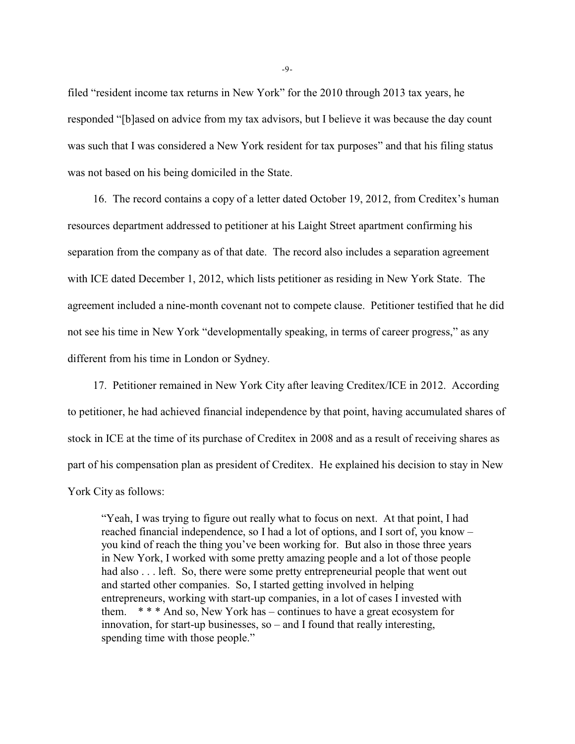filed “resident income tax returns in New York” for the 2010 through 2013 tax years, he responded “[b]ased on advice from my tax advisors, but I believe it was because the day count was such that I was considered a New York resident for tax purposes” and that his filing status was not based on his being domiciled in the State.

16. The record contains a copy of a letter dated October 19, 2012, from Creditex’s human resources department addressed to petitioner at his Laight Street apartment confirming his separation from the company as of that date. The record also includes a separation agreement with ICE dated December 1, 2012, which lists petitioner as residing in New York State. The agreement included a nine-month covenant not to compete clause. Petitioner testified that he did not see his time in New York “developmentally speaking, in terms of career progress,” as any different from his time in London or Sydney.

17. Petitioner remained in New York City after leaving Creditex/ICE in 2012. According to petitioner, he had achieved financial independence by that point, having accumulated shares of stock in ICE at the time of its purchase of Creditex in 2008 and as a result of receiving shares as part of his compensation plan as president of Creditex. He explained his decision to stay in New York City as follows:

> “Yeah, I was trying to figure out really what to focus on next. At that point, I had reached financial independence, so I had a lot of options, and I sort of, you know – you kind of reach the thing you’ve been working for. But also in those three years in New York, I worked with some pretty amazing people and a lot of those people had also . . . left. So, there were some pretty entrepreneurial people that went out and started other companies. So, I started getting involved in helping entrepreneurs, working with start-up companies, in a lot of cases I invested with them. * * * And so, New York has – continues to have a great ecosystem for innovation, for start-up businesses, so – and I found that really interesting, spending time with those people.”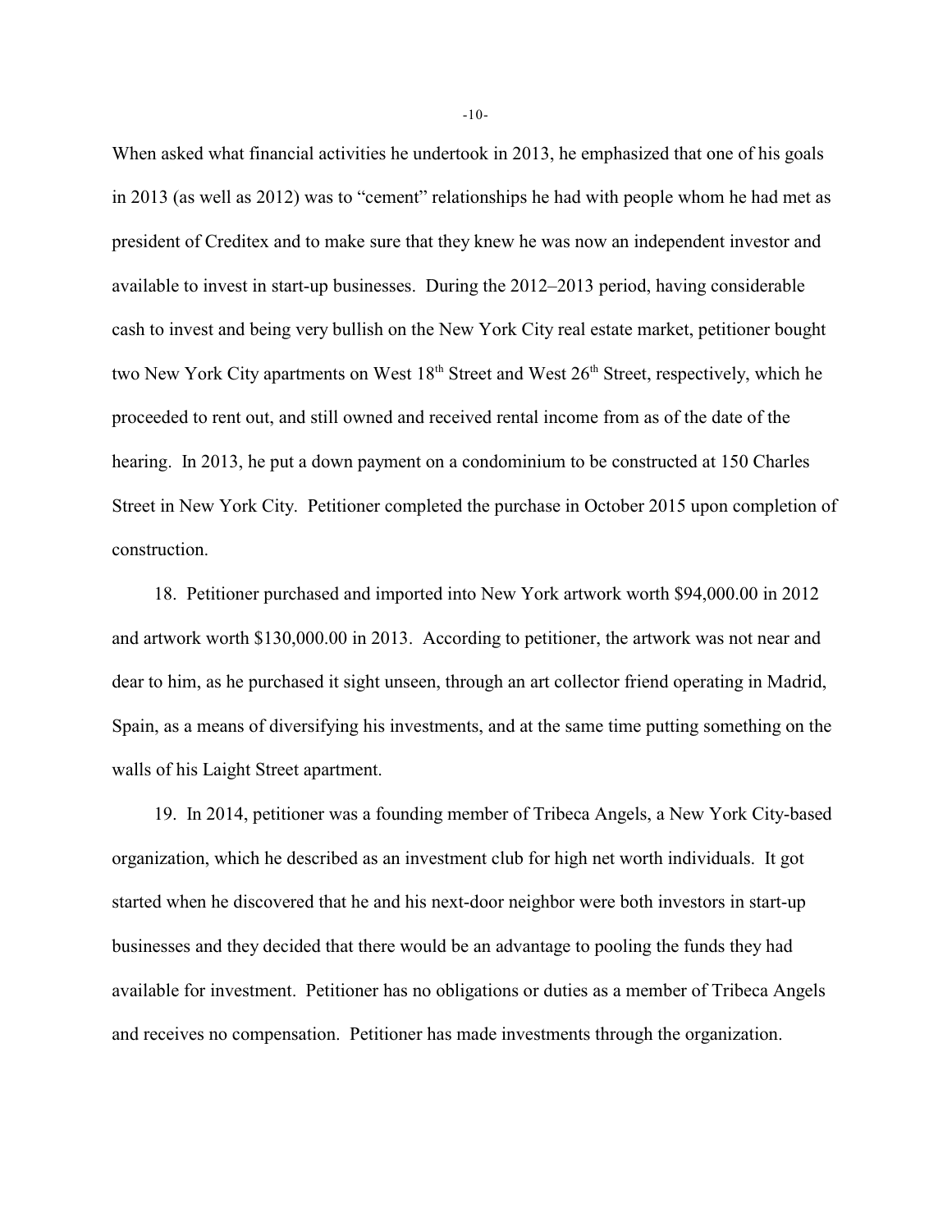When asked what financial activities he undertook in 2013, he emphasized that one of his goals in 2013 (as well as 2012) was to "cement" relationships he had with people whom he had met as president of Creditex and to make sure that they knew he was now an independent investor and available to invest in start-up businesses. During the 2012–2013 period, having considerable cash to invest and being very bullish on the New York City real estate market, petitioner bought two New York City apartments on West 18th Street and West 26th Street, respectively, which he proceeded to rent out, and still owned and received rental income from as of the date of the hearing. In 2013, he put a down payment on a condominium to be constructed at 150 Charles Street in New York City. Petitioner completed the purchase in October 2015 upon completion of construction.

18. Petitioner purchased and imported into New York artwork worth $94,000.00 in 2012 and artwork worth $130,000.00 in 2013. According to petitioner, the artwork was not near and dear to him, as he purchased it sight unseen, through an art collector friend operating in Madrid, Spain, as a means of diversifying his investments, and at the same time putting something on the walls of his Laight Street apartment.

19. In 2014, petitioner was a founding member of Tribeca Angels, a New York City-based organization, which he described as an investment club for high net worth individuals. It got started when he discovered that he and his next-door neighbor were both investors in start-up businesses and they decided that there would be an advantage to pooling the funds they had available for investment. Petitioner has no obligations or duties as a member of Tribeca Angels and receives no compensation. Petitioner has made investments through the organization.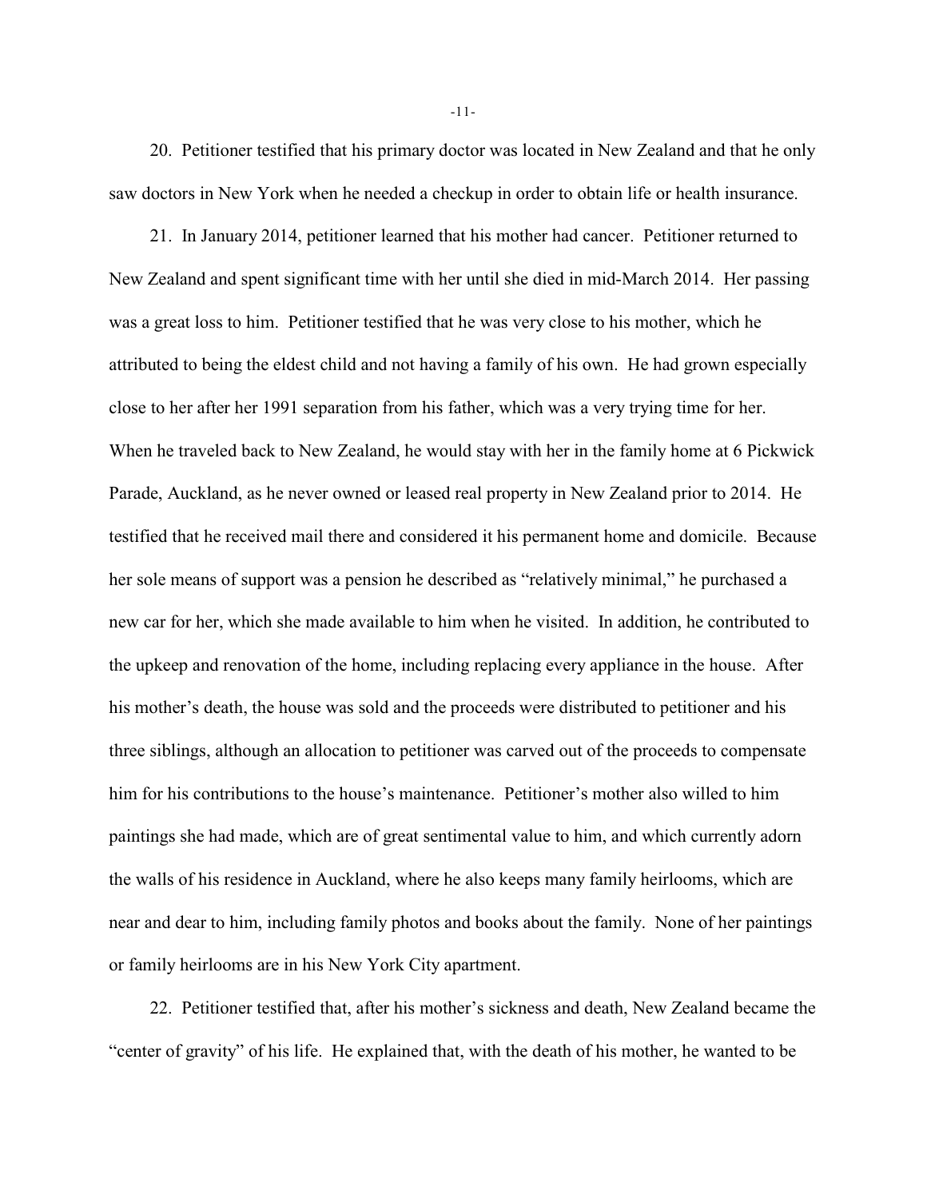20. Petitioner testified that his primary doctor was located in New Zealand and that he only saw doctors in New York when he needed a checkup in order to obtain life or health insurance.

21. In January 2014, petitioner learned that his mother had cancer. Petitioner returned to New Zealand and spent significant time with her until she died in mid-March 2014. Her passing was a great loss to him. Petitioner testified that he was very close to his mother, which he attributed to being the eldest child and not having a family of his own. He had grown especially close to her after her 1991 separation from his father, which was a very trying time for her. When he traveled back to New Zealand, he would stay with her in the family home at 6 Pickwick Parade, Auckland, as he never owned or leased real property in New Zealand prior to 2014. He testified that he received mail there and considered it his permanent home and domicile. Because her sole means of support was a pension he described as "relatively minimal," he purchased a new car for her, which she made available to him when he visited. In addition, he contributed to the upkeep and renovation of the home, including replacing every appliance in the house. After his mother's death, the house was sold and the proceeds were distributed to petitioner and his three siblings, although an allocation to petitioner was carved out of the proceeds to compensate him for his contributions to the house's maintenance. Petitioner's mother also willed to him paintings she had made, which are of great sentimental value to him, and which currently adorn the walls of his residence in Auckland, where he also keeps many family heirlooms, which are near and dear to him, including family photos and books about the family. None of her paintings or family heirlooms are in his New York City apartment.

22. Petitioner testified that, after his mother's sickness and death, New Zealand became the "center of gravity" of his life. He explained that, with the death of his mother, he wanted to be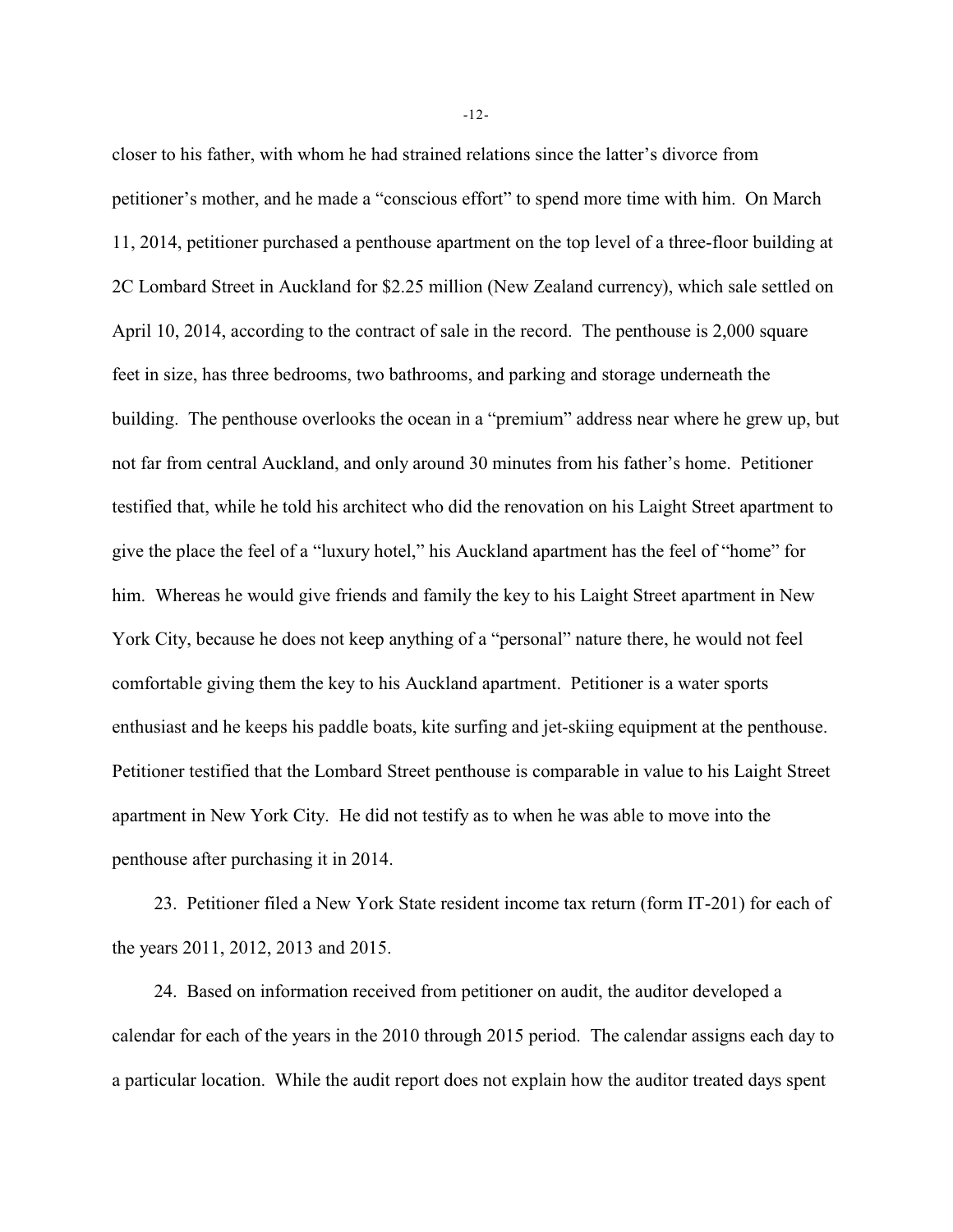closer to his father, with whom he had strained relations since the latter's divorce from petitioner's mother, and he made a "conscious effort" to spend more time with him. On March 11, 2014, petitioner purchased a penthouse apartment on the top level of a three-floor building at 2C Lombard Street in Auckland for $2.25 million (New Zealand currency), which sale settled on April 10, 2014, according to the contract of sale in the record. The penthouse is 2,000 square feet in size, has three bedrooms, two bathrooms, and parking and storage underneath the building. The penthouse overlooks the ocean in a "premium" address near where he grew up, but not far from central Auckland, and only around 30 minutes from his father's home. Petitioner testified that, while he told his architect who did the renovation on his Laight Street apartment to give the place the feel of a "luxury hotel," his Auckland apartment has the feel of "home" for him. Whereas he would give friends and family the key to his Laight Street apartment in New York City, because he does not keep anything of a "personal" nature there, he would not feel comfortable giving them the key to his Auckland apartment. Petitioner is a water sports enthusiast and he keeps his paddle boats, kite surfing and jet-skiing equipment at the penthouse. Petitioner testified that the Lombard Street penthouse is comparable in value to his Laight Street apartment in New York City. He did not testify as to when he was able to move into the penthouse after purchasing it in 2014.

23. Petitioner filed a New York State resident income tax return (form IT-201) for each of the years 2011, 2012, 2013 and 2015.

24. Based on information received from petitioner on audit, the auditor developed a calendar for each of the years in the 2010 through 2015 period. The calendar assigns each day to a particular location. While the audit report does not explain how the auditor treated days spent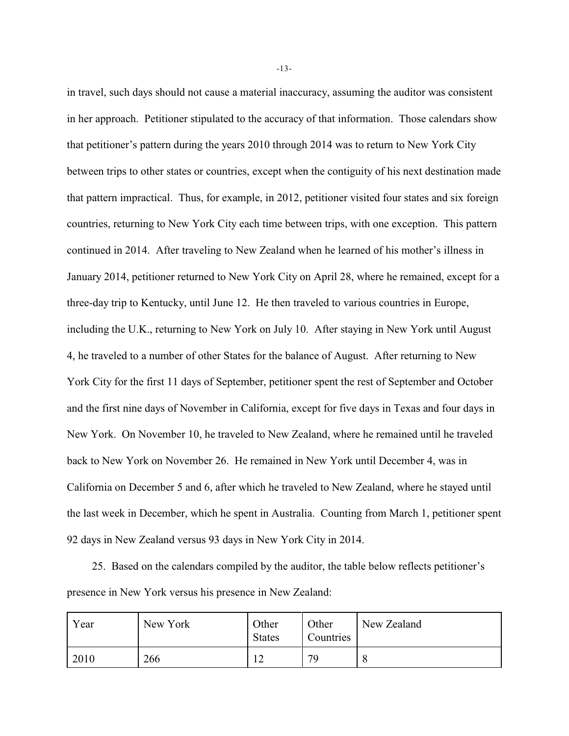in travel, such days should not cause a material inaccuracy, assuming the auditor was consistent in her approach. Petitioner stipulated to the accuracy of that information. Those calendars show that petitioner's pattern during the years 2010 through 2014 was to return to New York City between trips to other states or countries, except when the contiguity of his next destination made that pattern impractical. Thus, for example, in 2012, petitioner visited four states and six foreign countries, returning to New York City each time between trips, with one exception. This pattern continued in 2014. After traveling to New Zealand when he learned of his mother's illness in January 2014, petitioner returned to New York City on April 28, where he remained, except for a three-day trip to Kentucky, until June 12. He then traveled to various countries in Europe, including the U.K., returning to New York on July 10. After staying in New York until August 4, he traveled to a number of other States for the balance of August. After returning to New York City for the first 11 days of September, petitioner spent the rest of September and October and the first nine days of November in California, except for five days in Texas and four days in New York. On November 10, he traveled to New Zealand, where he remained until he traveled back to New York on November 26. He remained in New York until December 4, was in California on December 5 and 6, after which he traveled to New Zealand, where he stayed until the last week in December, which he spent in Australia. Counting from March 1, petitioner spent 92 days in New Zealand versus 93 days in New York City in 2014.

25. Based on the calendars compiled by the auditor, the table below reflects petitioner's presence in New York versus his presence in New Zealand:

| Year | New York | Other States | Other Countries | New Zealand |
|---|---|---|---|---|
| 2010 | 266 | 12 | 79 | 8 |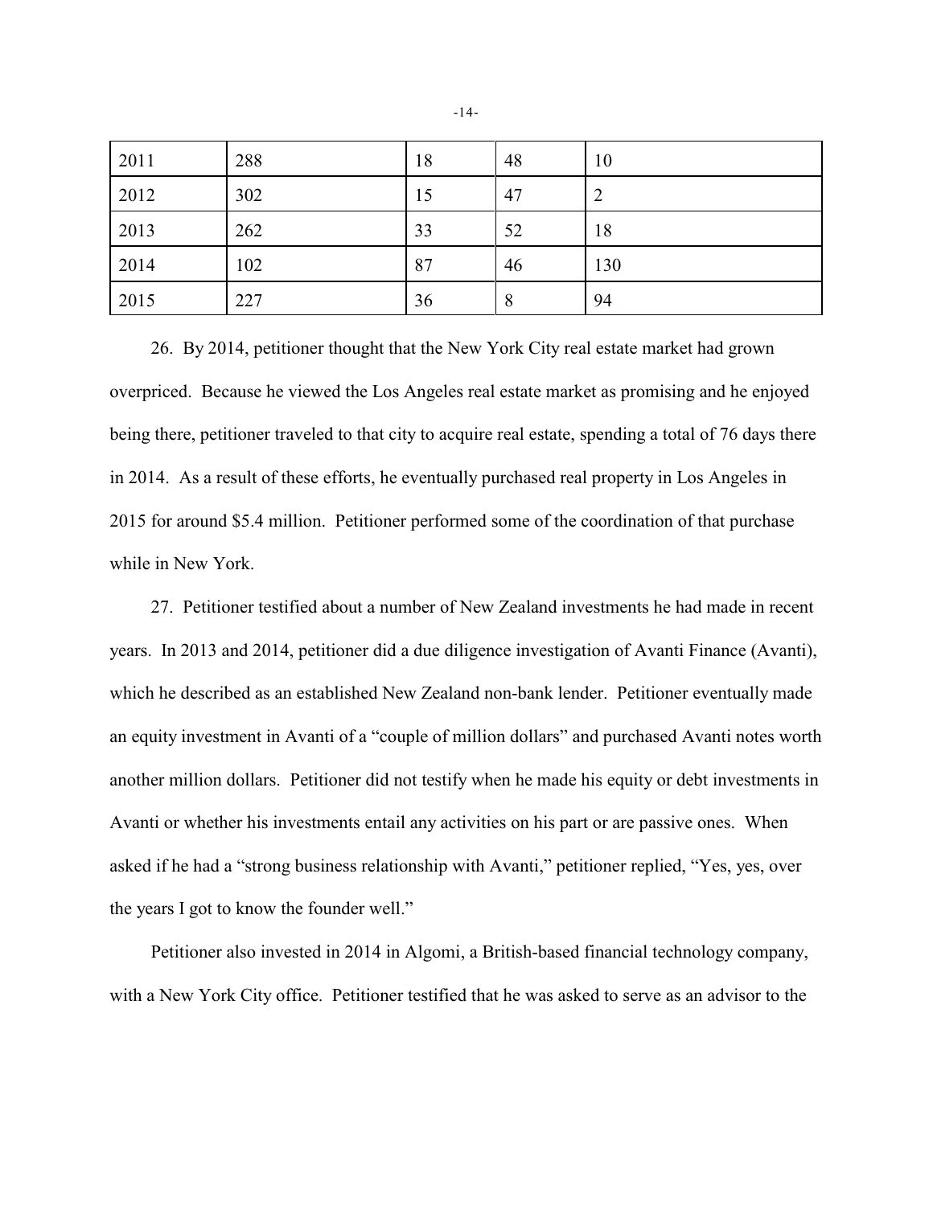| | | | | |
|---|---|---|---|---|
| 2011 | 288 | 18 | 48 | 10 |
| 2012 | 302 | 15 | 47 | 2 |
| 2013 | 262 | 33 | 52 | 18 |
| 2014 | 102 | 87 | 46 | 130 |
| 2015 | 227 | 36 | 8 | 94 |

26. By 2014, petitioner thought that the New York City real estate market had grown overpriced. Because he viewed the Los Angeles real estate market as promising and he enjoyed being there, petitioner traveled to that city to acquire real estate, spending a total of 76 days there in 2014. As a result of these efforts, he eventually purchased real property in Los Angeles in 2015 for around $5.4 million. Petitioner performed some of the coordination of that purchase while in New York.

27. Petitioner testified about a number of New Zealand investments he had made in recent years. In 2013 and 2014, petitioner did a due diligence investigation of Avanti Finance (Avanti), which he described as an established New Zealand non-bank lender. Petitioner eventually made an equity investment in Avanti of a "couple of million dollars" and purchased Avanti notes worth another million dollars. Petitioner did not testify when he made his equity or debt investments in Avanti or whether his investments entail any activities on his part or are passive ones. When asked if he had a "strong business relationship with Avanti," petitioner replied, "Yes, yes, over the years I got to know the founder well."

Petitioner also invested in 2014 in Algomi, a British-based financial technology company, with a New York City office. Petitioner testified that he was asked to serve as an advisor to the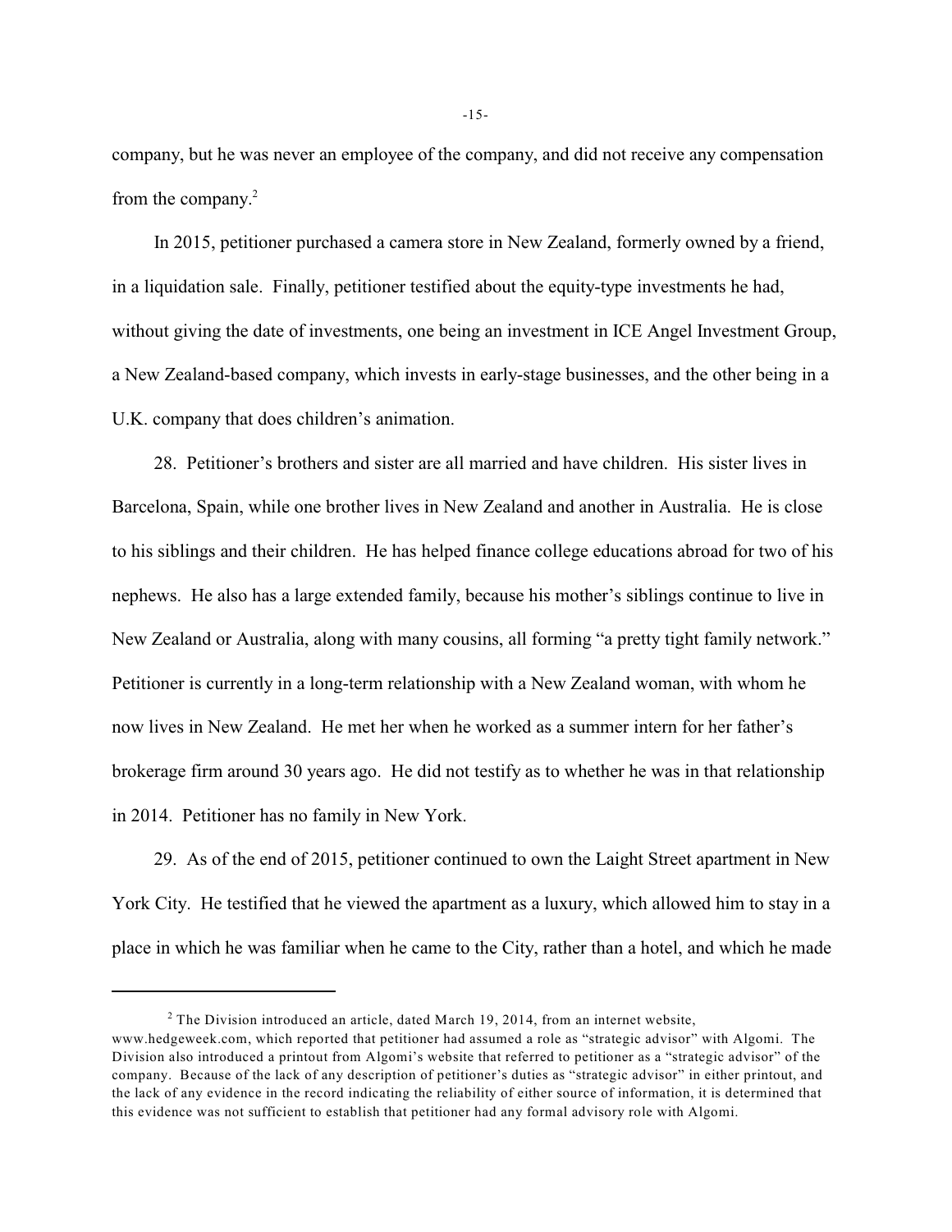company, but he was never an employee of the company, and did not receive any compensation from the company.[2]

In 2015, petitioner purchased a camera store in New Zealand, formerly owned by a friend, in a liquidation sale. Finally, petitioner testified about the equity-type investments he had, without giving the date of investments, one being an investment in ICE Angel Investment Group, a New Zealand-based company, which invests in early-stage businesses, and the other being in a U.K. company that does children's animation.

28. Petitioner's brothers and sister are all married and have children. His sister lives in Barcelona, Spain, while one brother lives in New Zealand and another in Australia. He is close to his siblings and their children. He has helped finance college educations abroad for two of his nephews. He also has a large extended family, because his mother's siblings continue to live in New Zealand or Australia, along with many cousins, all forming "a pretty tight family network." Petitioner is currently in a long-term relationship with a New Zealand woman, with whom he now lives in New Zealand. He met her when he worked as a summer intern for her father's brokerage firm around 30 years ago. He did not testify as to whether he was in that relationship in 2014. Petitioner has no family in New York.

29. As of the end of 2015, petitioner continued to own the Laight Street apartment in New York City. He testified that he viewed the apartment as a luxury, which allowed him to stay in a place in which he was familiar when he came to the City, rather than a hotel, and which he made

---

[2] The Division introduced an article, dated March 19, 2014, from an internet website, www.hedgeweek.com, which reported that petitioner had assumed a role as "strategic advisor" with Algomi. The Division also introduced a printout from Algomi's website that referred to petitioner as a "strategic advisor" of the company. Because of the lack of any description of petitioner's duties as "strategic advisor" in either printout, and the lack of any evidence in the record indicating the reliability of either source of information, it is determined that this evidence was not sufficient to establish that petitioner had any formal advisory role with Algomi.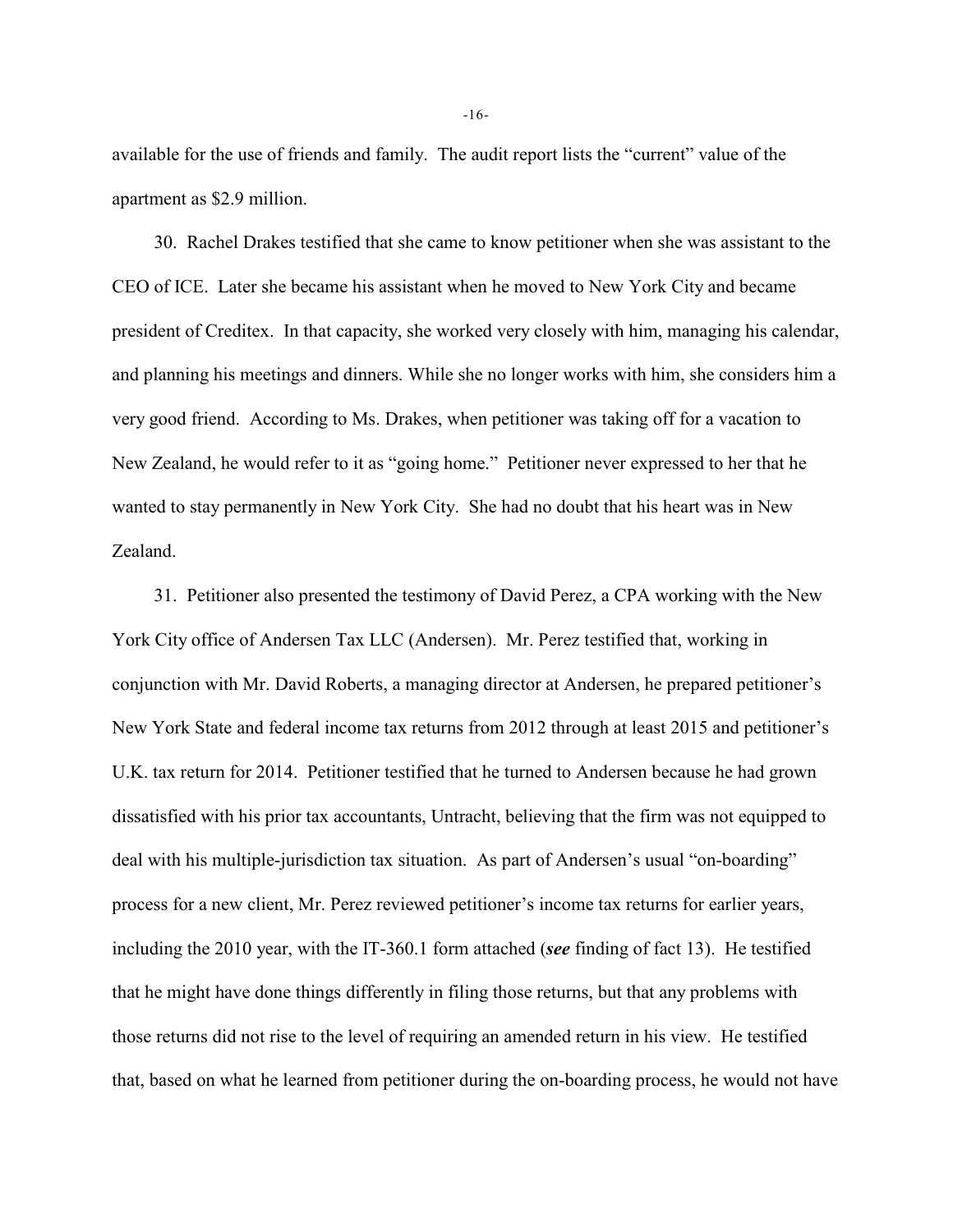available for the use of friends and family. The audit report lists the "current" value of the apartment as $2.9 million.

30. Rachel Drakes testified that she came to know petitioner when she was assistant to the CEO of ICE. Later she became his assistant when he moved to New York City and became president of Creditex. In that capacity, she worked very closely with him, managing his calendar, and planning his meetings and dinners. While she no longer works with him, she considers him a very good friend. According to Ms. Drakes, when petitioner was taking off for a vacation to New Zealand, he would refer to it as "going home." Petitioner never expressed to her that he wanted to stay permanently in New York City. She had no doubt that his heart was in New Zealand.

31. Petitioner also presented the testimony of David Perez, a CPA working with the New York City office of Andersen Tax LLC (Andersen). Mr. Perez testified that, working in conjunction with Mr. David Roberts, a managing director at Andersen, he prepared petitioner's New York State and federal income tax returns from 2012 through at least 2015 and petitioner's U.K. tax return for 2014. Petitioner testified that he turned to Andersen because he had grown dissatisfied with his prior tax accountants, Untracht, believing that the firm was not equipped to deal with his multiple-jurisdiction tax situation. As part of Andersen's usual "on-boarding" process for a new client, Mr. Perez reviewed petitioner's income tax returns for earlier years, including the 2010 year, with the IT-360.1 form attached (***see*** finding of fact 13). He testified that he might have done things differently in filing those returns, but that any problems with those returns did not rise to the level of requiring an amended return in his view. He testified that, based on what he learned from petitioner during the on-boarding process, he would not have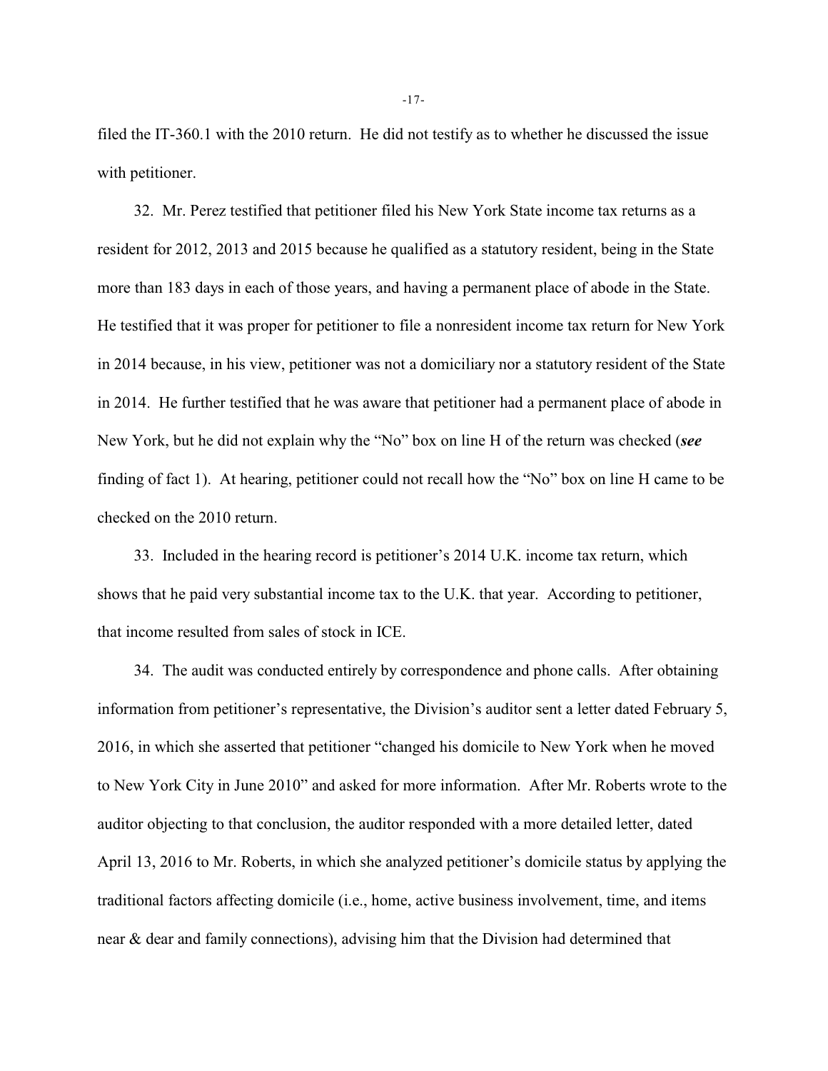filed the IT-360.1 with the 2010 return. He did not testify as to whether he discussed the issue with petitioner.

32. Mr. Perez testified that petitioner filed his New York State income tax returns as a resident for 2012, 2013 and 2015 because he qualified as a statutory resident, being in the State more than 183 days in each of those years, and having a permanent place of abode in the State. He testified that it was proper for petitioner to file a nonresident income tax return for New York in 2014 because, in his view, petitioner was not a domiciliary nor a statutory resident of the State in 2014. He further testified that he was aware that petitioner had a permanent place of abode in New York, but he did not explain why the "No" box on line H of the return was checked (***see*** finding of fact 1). At hearing, petitioner could not recall how the "No" box on line H came to be checked on the 2010 return.

33. Included in the hearing record is petitioner's 2014 U.K. income tax return, which shows that he paid very substantial income tax to the U.K. that year. According to petitioner, that income resulted from sales of stock in ICE.

34. The audit was conducted entirely by correspondence and phone calls. After obtaining information from petitioner's representative, the Division's auditor sent a letter dated February 5, 2016, in which she asserted that petitioner "changed his domicile to New York when he moved to New York City in June 2010" and asked for more information. After Mr. Roberts wrote to the auditor objecting to that conclusion, the auditor responded with a more detailed letter, dated April 13, 2016 to Mr. Roberts, in which she analyzed petitioner's domicile status by applying the traditional factors affecting domicile (i.e., home, active business involvement, time, and items near & dear and family connections), advising him that the Division had determined that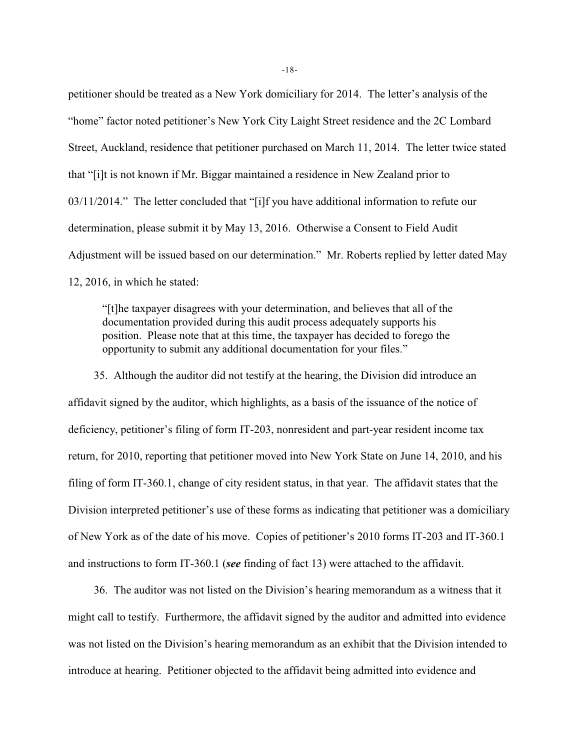petitioner should be treated as a New York domiciliary for 2014. The letter's analysis of the "home" factor noted petitioner's New York City Laight Street residence and the 2C Lombard Street, Auckland, residence that petitioner purchased on March 11, 2014. The letter twice stated that "[i]t is not known if Mr. Biggar maintained a residence in New Zealand prior to 03/11/2014." The letter concluded that "[i]f you have additional information to refute our determination, please submit it by May 13, 2016. Otherwise a Consent to Field Audit Adjustment will be issued based on our determination." Mr. Roberts replied by letter dated May 12, 2016, in which he stated:

> "[t]he taxpayer disagrees with your determination, and believes that all of the documentation provided during this audit process adequately supports his position. Please note that at this time, the taxpayer has decided to forego the opportunity to submit any additional documentation for your files."

35. Although the auditor did not testify at the hearing, the Division did introduce an affidavit signed by the auditor, which highlights, as a basis of the issuance of the notice of deficiency, petitioner's filing of form IT-203, nonresident and part-year resident income tax return, for 2010, reporting that petitioner moved into New York State on June 14, 2010, and his filing of form IT-360.1, change of city resident status, in that year. The affidavit states that the Division interpreted petitioner's use of these forms as indicating that petitioner was a domiciliary of New York as of the date of his move. Copies of petitioner's 2010 forms IT-203 and IT-360.1 and instructions to form IT-360.1 (***see*** finding of fact 13) were attached to the affidavit.

36. The auditor was not listed on the Division's hearing memorandum as a witness that it might call to testify. Furthermore, the affidavit signed by the auditor and admitted into evidence was not listed on the Division's hearing memorandum as an exhibit that the Division intended to introduce at hearing. Petitioner objected to the affidavit being admitted into evidence and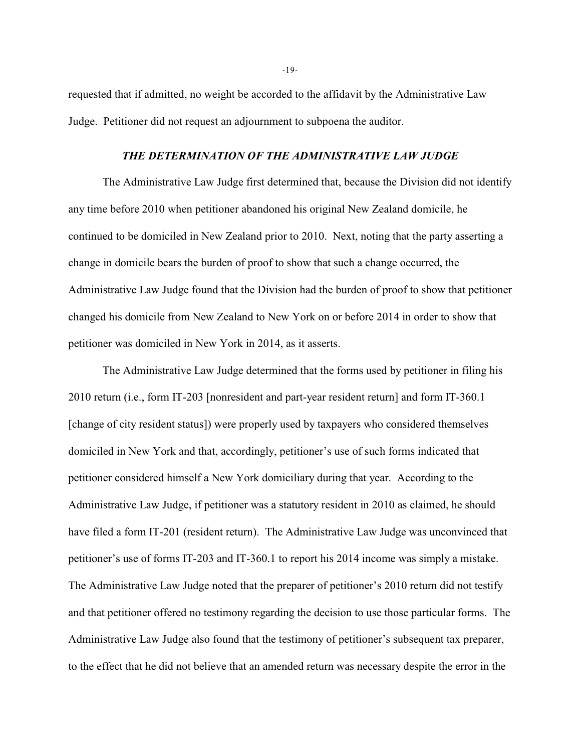requested that if admitted, no weight be accorded to the affidavit by the Administrative Law Judge. Petitioner did not request an adjournment to subpoena the auditor.

### *THE DETERMINATION OF THE ADMINISTRATIVE LAW JUDGE*

The Administrative Law Judge first determined that, because the Division did not identify any time before 2010 when petitioner abandoned his original New Zealand domicile, he continued to be domiciled in New Zealand prior to 2010. Next, noting that the party asserting a change in domicile bears the burden of proof to show that such a change occurred, the Administrative Law Judge found that the Division had the burden of proof to show that petitioner changed his domicile from New Zealand to New York on or before 2014 in order to show that petitioner was domiciled in New York in 2014, as it asserts.

The Administrative Law Judge determined that the forms used by petitioner in filing his 2010 return (i.e., form IT-203 [nonresident and part-year resident return] and form IT-360.1 [change of city resident status]) were properly used by taxpayers who considered themselves domiciled in New York and that, accordingly, petitioner's use of such forms indicated that petitioner considered himself a New York domiciliary during that year. According to the Administrative Law Judge, if petitioner was a statutory resident in 2010 as claimed, he should have filed a form IT-201 (resident return). The Administrative Law Judge was unconvinced that petitioner's use of forms IT-203 and IT-360.1 to report his 2014 income was simply a mistake. The Administrative Law Judge noted that the preparer of petitioner's 2010 return did not testify and that petitioner offered no testimony regarding the decision to use those particular forms. The Administrative Law Judge also found that the testimony of petitioner's subsequent tax preparer, to the effect that he did not believe that an amended return was necessary despite the error in the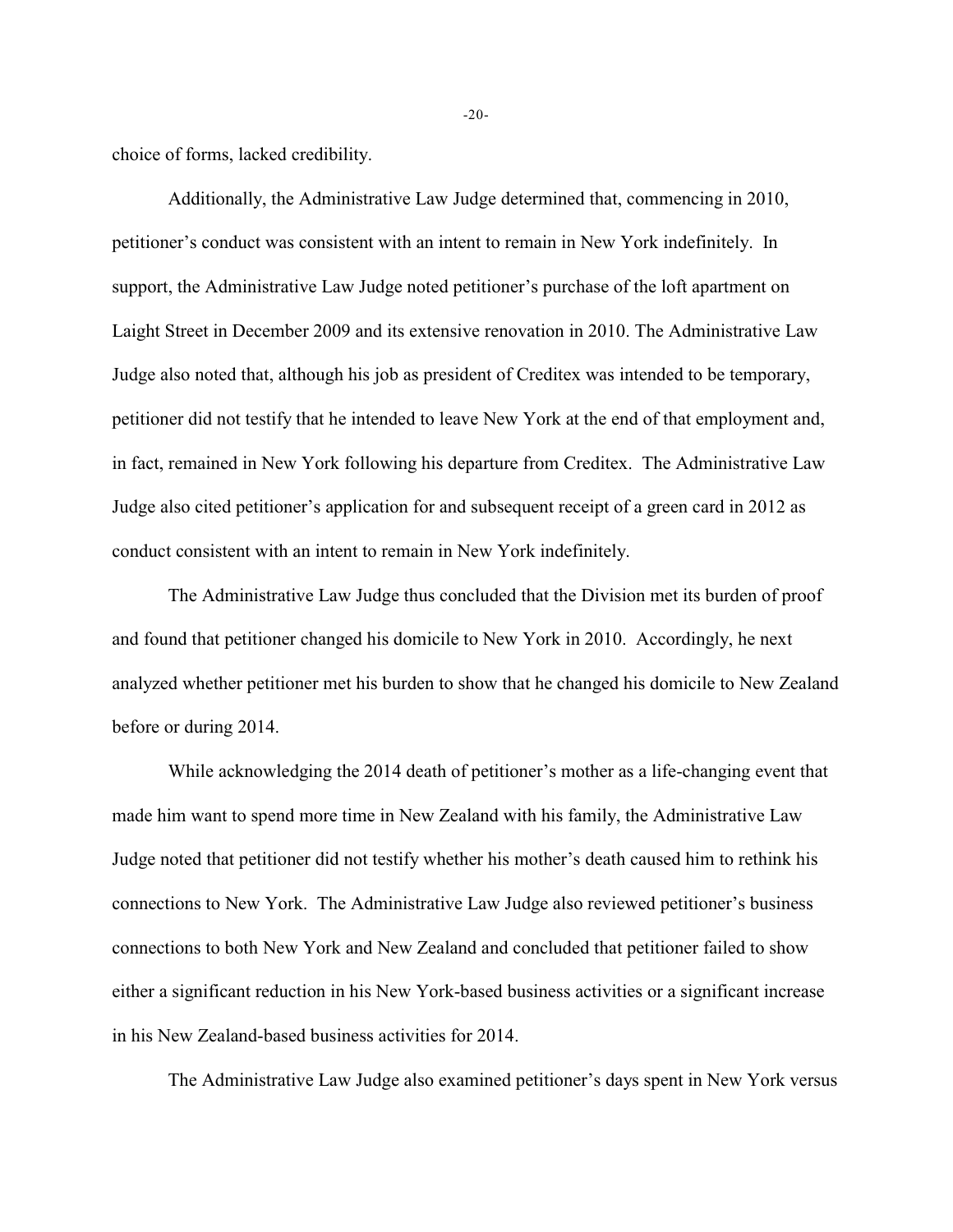choice of forms, lacked credibility.

Additionally, the Administrative Law Judge determined that, commencing in 2010, petitioner's conduct was consistent with an intent to remain in New York indefinitely. In support, the Administrative Law Judge noted petitioner's purchase of the loft apartment on Laight Street in December 2009 and its extensive renovation in 2010. The Administrative Law Judge also noted that, although his job as president of Creditex was intended to be temporary, petitioner did not testify that he intended to leave New York at the end of that employment and, in fact, remained in New York following his departure from Creditex. The Administrative Law Judge also cited petitioner's application for and subsequent receipt of a green card in 2012 as conduct consistent with an intent to remain in New York indefinitely.

The Administrative Law Judge thus concluded that the Division met its burden of proof and found that petitioner changed his domicile to New York in 2010. Accordingly, he next analyzed whether petitioner met his burden to show that he changed his domicile to New Zealand before or during 2014.

While acknowledging the 2014 death of petitioner's mother as a life-changing event that made him want to spend more time in New Zealand with his family, the Administrative Law Judge noted that petitioner did not testify whether his mother's death caused him to rethink his connections to New York. The Administrative Law Judge also reviewed petitioner's business connections to both New York and New Zealand and concluded that petitioner failed to show either a significant reduction in his New York-based business activities or a significant increase in his New Zealand-based business activities for 2014.

The Administrative Law Judge also examined petitioner's days spent in New York versus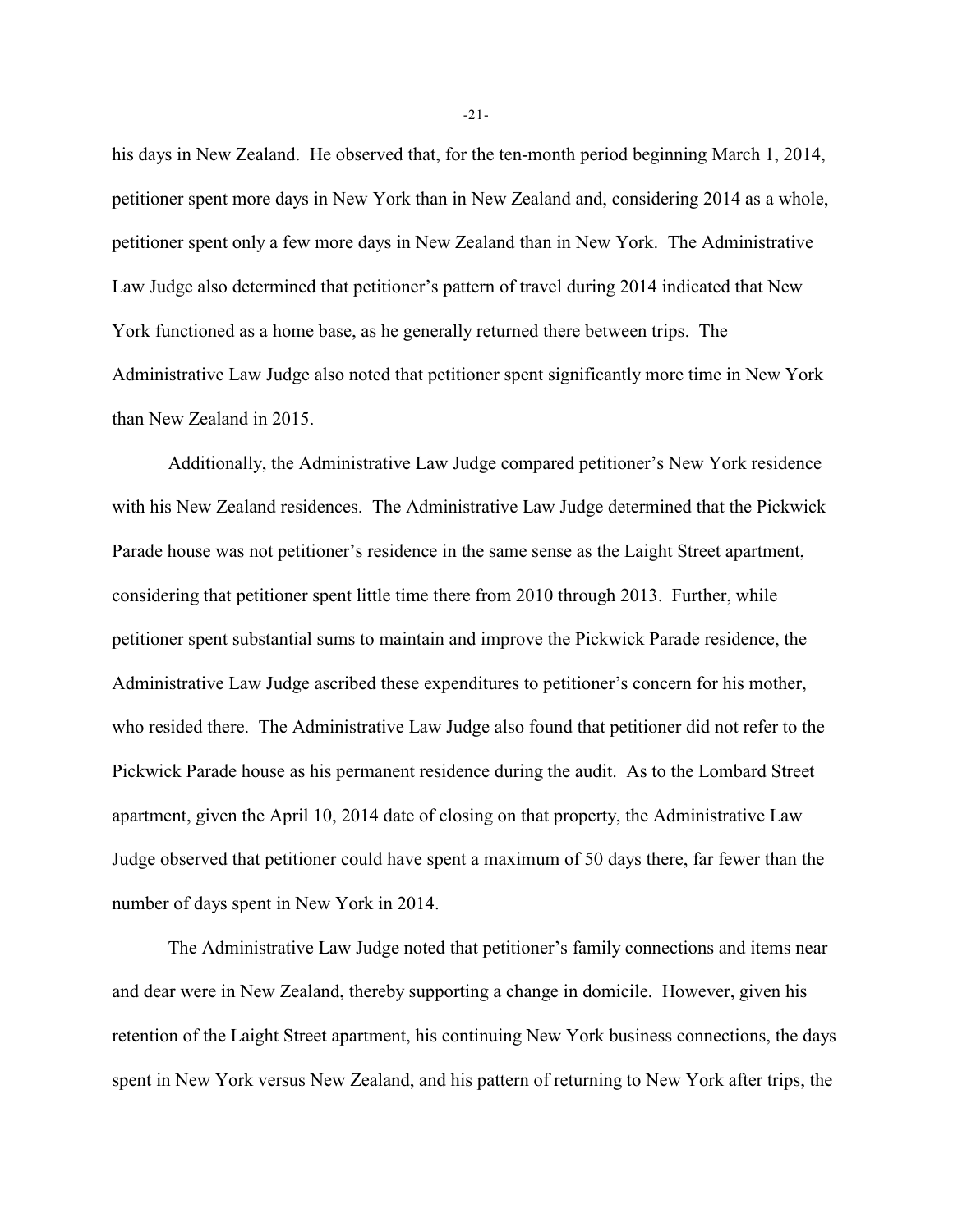his days in New Zealand. He observed that, for the ten-month period beginning March 1, 2014, petitioner spent more days in New York than in New Zealand and, considering 2014 as a whole, petitioner spent only a few more days in New Zealand than in New York. The Administrative Law Judge also determined that petitioner's pattern of travel during 2014 indicated that New York functioned as a home base, as he generally returned there between trips. The Administrative Law Judge also noted that petitioner spent significantly more time in New York than New Zealand in 2015.

Additionally, the Administrative Law Judge compared petitioner's New York residence with his New Zealand residences. The Administrative Law Judge determined that the Pickwick Parade house was not petitioner's residence in the same sense as the Laight Street apartment, considering that petitioner spent little time there from 2010 through 2013. Further, while petitioner spent substantial sums to maintain and improve the Pickwick Parade residence, the Administrative Law Judge ascribed these expenditures to petitioner's concern for his mother, who resided there. The Administrative Law Judge also found that petitioner did not refer to the Pickwick Parade house as his permanent residence during the audit. As to the Lombard Street apartment, given the April 10, 2014 date of closing on that property, the Administrative Law Judge observed that petitioner could have spent a maximum of 50 days there, far fewer than the number of days spent in New York in 2014.

The Administrative Law Judge noted that petitioner's family connections and items near and dear were in New Zealand, thereby supporting a change in domicile. However, given his retention of the Laight Street apartment, his continuing New York business connections, the days spent in New York versus New Zealand, and his pattern of returning to New York after trips, the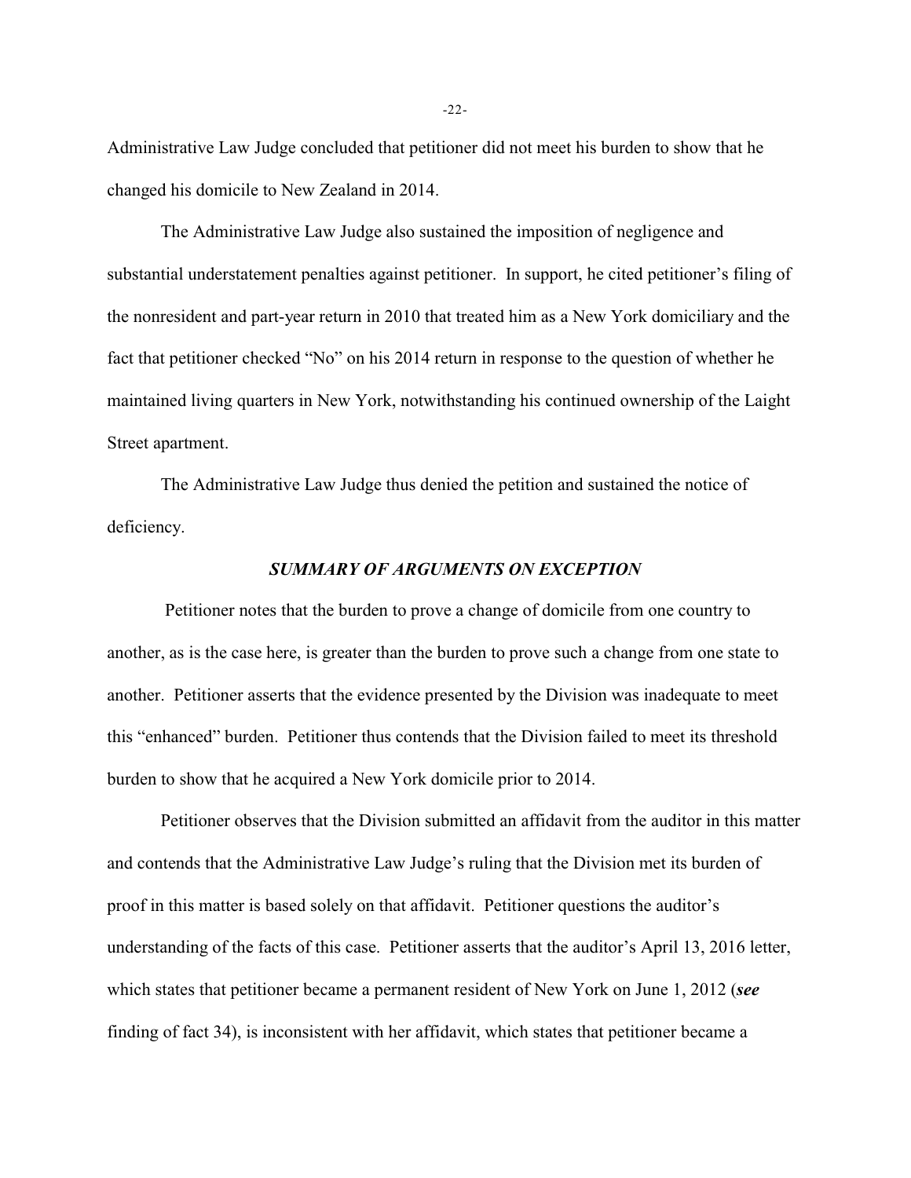Administrative Law Judge concluded that petitioner did not meet his burden to show that he changed his domicile to New Zealand in 2014.

The Administrative Law Judge also sustained the imposition of negligence and substantial understatement penalties against petitioner. In support, he cited petitioner's filing of the nonresident and part-year return in 2010 that treated him as a New York domiciliary and the fact that petitioner checked "No" on his 2014 return in response to the question of whether he maintained living quarters in New York, notwithstanding his continued ownership of the Laight Street apartment.

The Administrative Law Judge thus denied the petition and sustained the notice of deficiency.

### ***SUMMARY OF ARGUMENTS ON EXCEPTION***

Petitioner notes that the burden to prove a change of domicile from one country to another, as is the case here, is greater than the burden to prove such a change from one state to another. Petitioner asserts that the evidence presented by the Division was inadequate to meet this "enhanced" burden. Petitioner thus contends that the Division failed to meet its threshold burden to show that he acquired a New York domicile prior to 2014.

Petitioner observes that the Division submitted an affidavit from the auditor in this matter and contends that the Administrative Law Judge's ruling that the Division met its burden of proof in this matter is based solely on that affidavit. Petitioner questions the auditor's understanding of the facts of this case. Petitioner asserts that the auditor's April 13, 2016 letter, which states that petitioner became a permanent resident of New York on June 1, 2012 (***see*** finding of fact 34), is inconsistent with her affidavit, which states that petitioner became a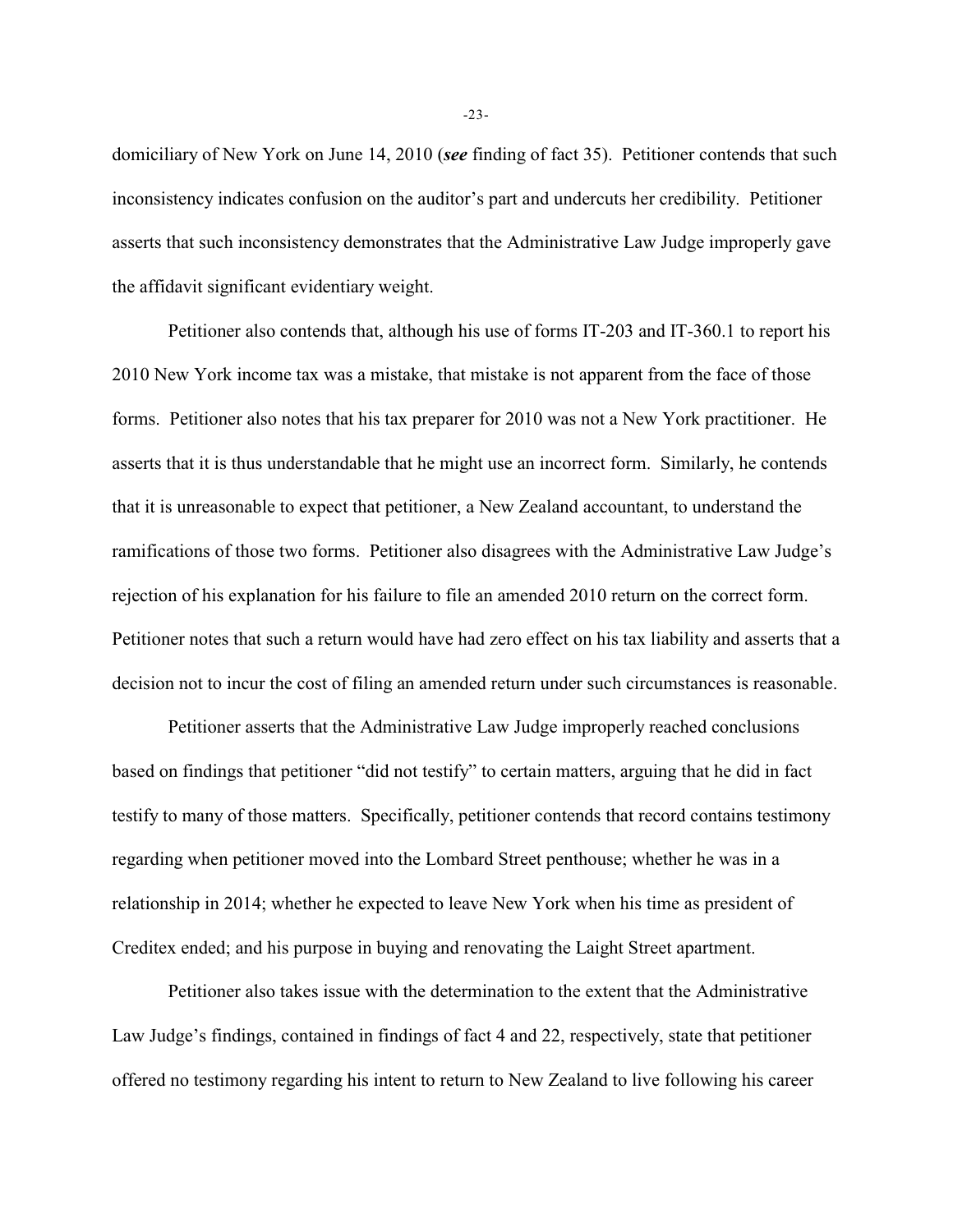domiciliary of New York on June 14, 2010 (***see*** finding of fact 35). Petitioner contends that such inconsistency indicates confusion on the auditor's part and undercuts her credibility. Petitioner asserts that such inconsistency demonstrates that the Administrative Law Judge improperly gave the affidavit significant evidentiary weight.

Petitioner also contends that, although his use of forms IT-203 and IT-360.1 to report his 2010 New York income tax was a mistake, that mistake is not apparent from the face of those forms. Petitioner also notes that his tax preparer for 2010 was not a New York practitioner. He asserts that it is thus understandable that he might use an incorrect form. Similarly, he contends that it is unreasonable to expect that petitioner, a New Zealand accountant, to understand the ramifications of those two forms. Petitioner also disagrees with the Administrative Law Judge's rejection of his explanation for his failure to file an amended 2010 return on the correct form. Petitioner notes that such a return would have had zero effect on his tax liability and asserts that a decision not to incur the cost of filing an amended return under such circumstances is reasonable.

Petitioner asserts that the Administrative Law Judge improperly reached conclusions based on findings that petitioner "did not testify" to certain matters, arguing that he did in fact testify to many of those matters. Specifically, petitioner contends that record contains testimony regarding when petitioner moved into the Lombard Street penthouse; whether he was in a relationship in 2014; whether he expected to leave New York when his time as president of Creditex ended; and his purpose in buying and renovating the Laight Street apartment.

Petitioner also takes issue with the determination to the extent that the Administrative Law Judge's findings, contained in findings of fact 4 and 22, respectively, state that petitioner offered no testimony regarding his intent to return to New Zealand to live following his career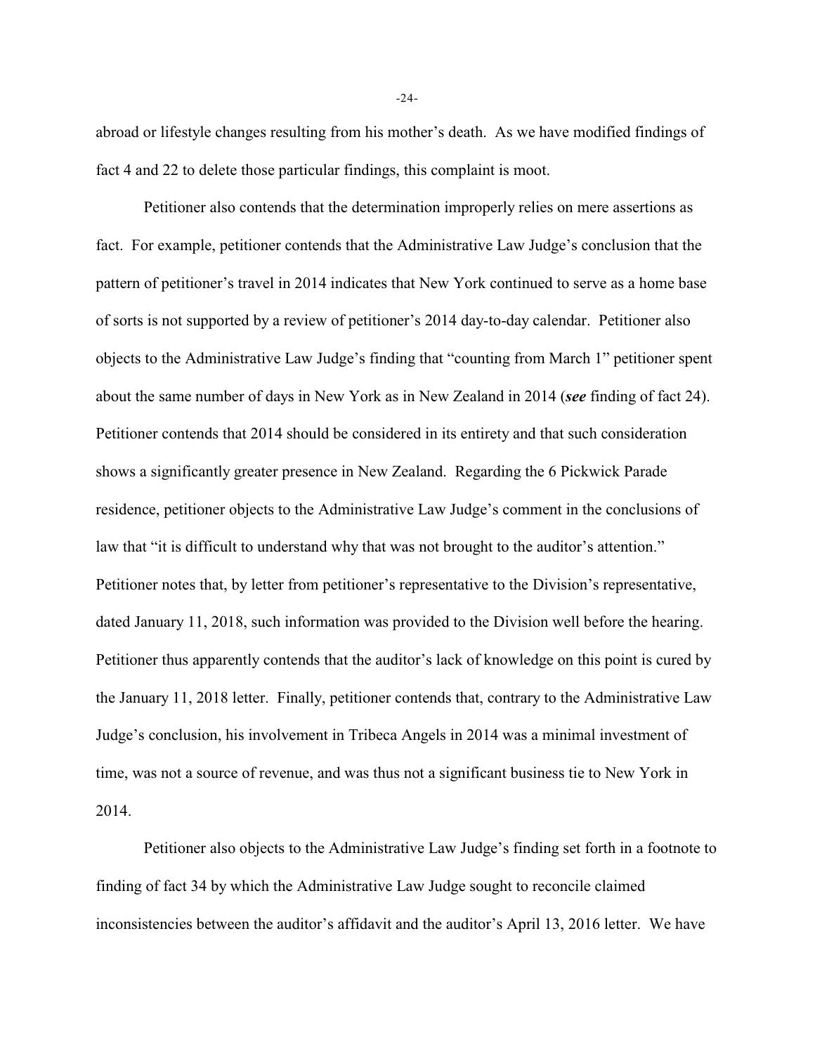abroad or lifestyle changes resulting from his mother's death. As we have modified findings of fact 4 and 22 to delete those particular findings, this complaint is moot.

Petitioner also contends that the determination improperly relies on mere assertions as fact. For example, petitioner contends that the Administrative Law Judge's conclusion that the pattern of petitioner's travel in 2014 indicates that New York continued to serve as a home base of sorts is not supported by a review of petitioner's 2014 day-to-day calendar. Petitioner also objects to the Administrative Law Judge's finding that "counting from March 1" petitioner spent about the same number of days in New York as in New Zealand in 2014 (***see*** finding of fact 24). Petitioner contends that 2014 should be considered in its entirety and that such consideration shows a significantly greater presence in New Zealand. Regarding the 6 Pickwick Parade residence, petitioner objects to the Administrative Law Judge's comment in the conclusions of law that "it is difficult to understand why that was not brought to the auditor's attention." Petitioner notes that, by letter from petitioner's representative to the Division's representative, dated January 11, 2018, such information was provided to the Division well before the hearing. Petitioner thus apparently contends that the auditor's lack of knowledge on this point is cured by the January 11, 2018 letter. Finally, petitioner contends that, contrary to the Administrative Law Judge's conclusion, his involvement in Tribeca Angels in 2014 was a minimal investment of time, was not a source of revenue, and was thus not a significant business tie to New York in 2014.

Petitioner also objects to the Administrative Law Judge's finding set forth in a footnote to finding of fact 34 by which the Administrative Law Judge sought to reconcile claimed inconsistencies between the auditor's affidavit and the auditor's April 13, 2016 letter. We have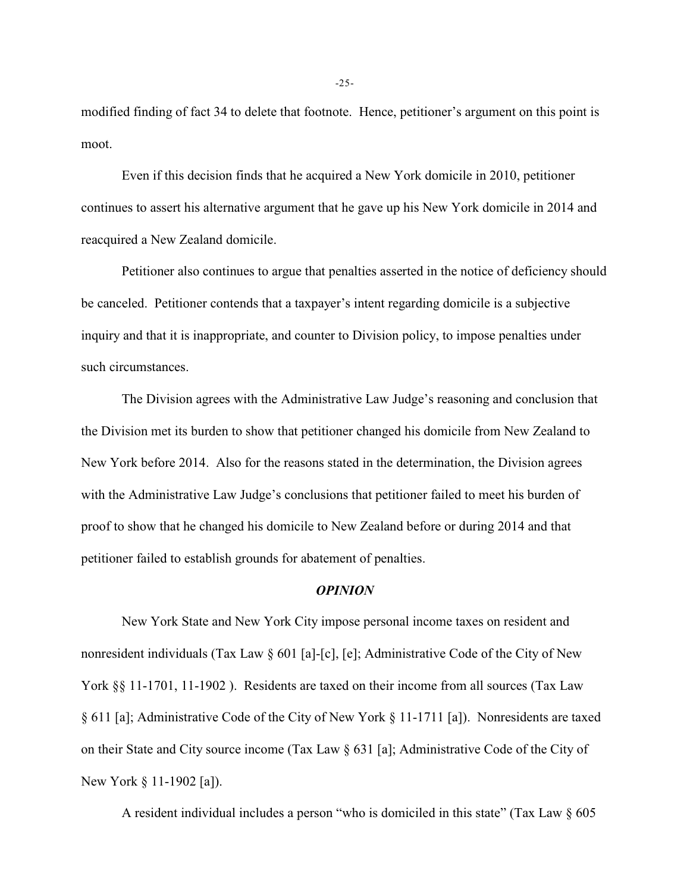modified finding of fact 34 to delete that footnote. Hence, petitioner's argument on this point is moot.

Even if this decision finds that he acquired a New York domicile in 2010, petitioner continues to assert his alternative argument that he gave up his New York domicile in 2014 and reacquired a New Zealand domicile.

Petitioner also continues to argue that penalties asserted in the notice of deficiency should be canceled. Petitioner contends that a taxpayer's intent regarding domicile is a subjective inquiry and that it is inappropriate, and counter to Division policy, to impose penalties under such circumstances.

The Division agrees with the Administrative Law Judge's reasoning and conclusion that the Division met its burden to show that petitioner changed his domicile from New Zealand to New York before 2014. Also for the reasons stated in the determination, the Division agrees with the Administrative Law Judge's conclusions that petitioner failed to meet his burden of proof to show that he changed his domicile to New Zealand before or during 2014 and that petitioner failed to establish grounds for abatement of penalties.

## *OPINION*

New York State and New York City impose personal income taxes on resident and nonresident individuals (Tax Law § 601 [a]-[c], [e]; Administrative Code of the City of New York §§ 11-1701, 11-1902 ). Residents are taxed on their income from all sources (Tax Law § 611 [a]; Administrative Code of the City of New York § 11-1711 [a]). Nonresidents are taxed on their State and City source income (Tax Law § 631 [a]; Administrative Code of the City of New York § 11-1902 [a]).

A resident individual includes a person "who is domiciled in this state" (Tax Law § 605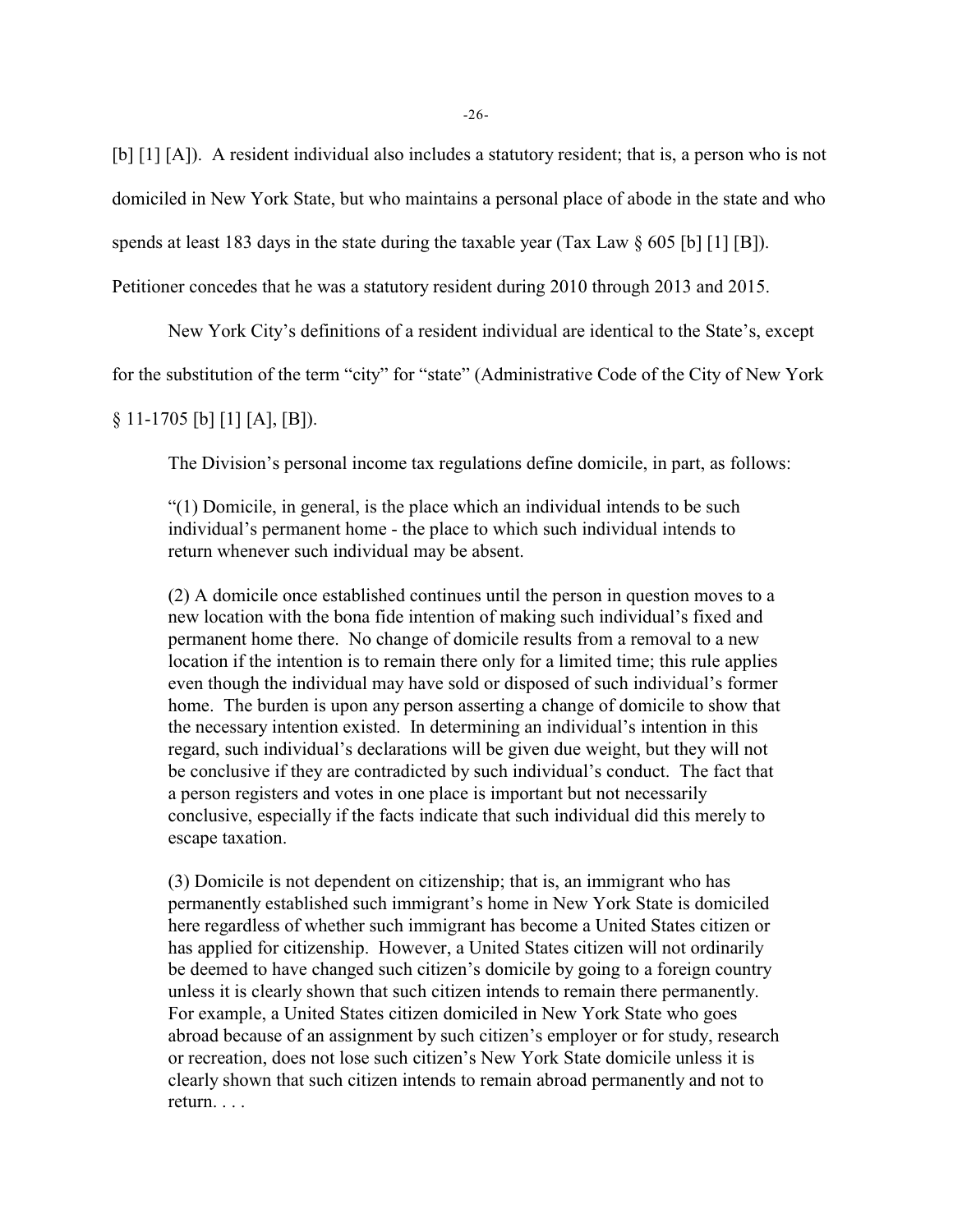[b] [1] [A]). A resident individual also includes a statutory resident; that is, a person who is not domiciled in New York State, but who maintains a personal place of abode in the state and who spends at least 183 days in the state during the taxable year (Tax Law § 605 [b] [1] [B]). Petitioner concedes that he was a statutory resident during 2010 through 2013 and 2015.

New York City's definitions of a resident individual are identical to the State's, except for the substitution of the term "city" for "state" (Administrative Code of the City of New York § 11-1705 [b] [1] [A], [B]).

The Division's personal income tax regulations define domicile, in part, as follows:

> "(1) Domicile, in general, is the place which an individual intends to be such individual's permanent home - the place to which such individual intends to return whenever such individual may be absent.
>
> (2) A domicile once established continues until the person in question moves to a new location with the bona fide intention of making such individual's fixed and permanent home there. No change of domicile results from a removal to a new location if the intention is to remain there only for a limited time; this rule applies even though the individual may have sold or disposed of such individual's former home. The burden is upon any person asserting a change of domicile to show that the necessary intention existed. In determining an individual's intention in this regard, such individual's declarations will be given due weight, but they will not be conclusive if they are contradicted by such individual's conduct. The fact that a person registers and votes in one place is important but not necessarily conclusive, especially if the facts indicate that such individual did this merely to escape taxation.
>
> (3) Domicile is not dependent on citizenship; that is, an immigrant who has permanently established such immigrant's home in New York State is domiciled here regardless of whether such immigrant has become a United States citizen or has applied for citizenship. However, a United States citizen will not ordinarily be deemed to have changed such citizen's domicile by going to a foreign country unless it is clearly shown that such citizen intends to remain there permanently. For example, a United States citizen domiciled in New York State who goes abroad because of an assignment by such citizen's employer or for study, research or recreation, does not lose such citizen's New York State domicile unless it is clearly shown that such citizen intends to remain abroad permanently and not to return. . . .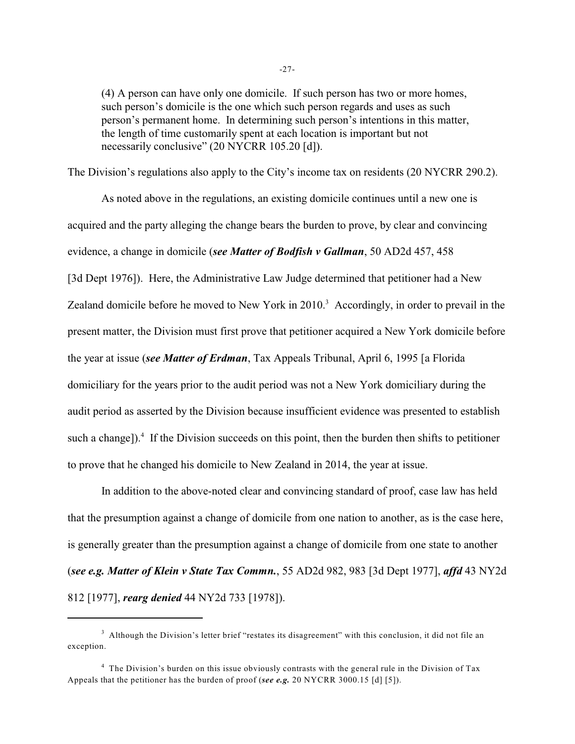(4) A person can have only one domicile. If such person has two or more homes, such person's domicile is the one which such person regards and uses as such person's permanent home. In determining such person's intentions in this matter, the length of time customarily spent at each location is important but not necessarily conclusive" (20 NYCRR 105.20 [d]).

The Division's regulations also apply to the City's income tax on residents (20 NYCRR 290.2).

As noted above in the regulations, an existing domicile continues until a new one is acquired and the party alleging the change bears the burden to prove, by clear and convincing evidence, a change in domicile (***see Matter of Bodfish v Gallman***, 50 AD2d 457, 458 [3d Dept 1976]). Here, the Administrative Law Judge determined that petitioner had a New Zealand domicile before he moved to New York in 2010.[3] Accordingly, in order to prevail in the present matter, the Division must first prove that petitioner acquired a New York domicile before the year at issue (***see Matter of Erdman***, Tax Appeals Tribunal, April 6, 1995 [a Florida domiciliary for the years prior to the audit period was not a New York domiciliary during the audit period as asserted by the Division because insufficient evidence was presented to establish such a change]).[4] If the Division succeeds on this point, then the burden then shifts to petitioner to prove that he changed his domicile to New Zealand in 2014, the year at issue.

In addition to the above-noted clear and convincing standard of proof, case law has held that the presumption against a change of domicile from one nation to another, as is the case here, is generally greater than the presumption against a change of domicile from one state to another (***see e.g. Matter of Klein v State Tax Commn.***, 55 AD2d 982, 983 [3d Dept 1977], ***affd*** 43 NY2d 812 [1977], ***rearg denied*** 44 NY2d 733 [1978]).

---

[3] Although the Division's letter brief "restates its disagreement" with this conclusion, it did not file an exception.

[4] The Division's burden on this issue obviously contrasts with the general rule in the Division of Tax Appeals that the petitioner has the burden of proof (***see e.g.*** 20 NYCRR 3000.15 [d] [5]).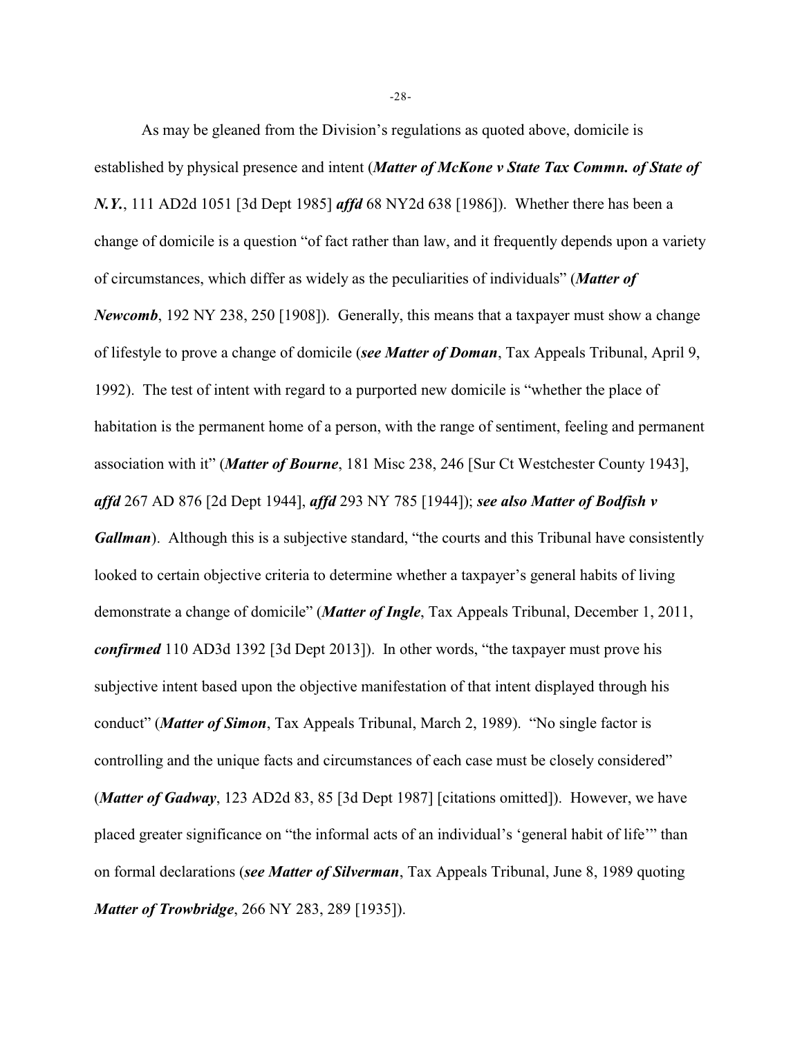As may be gleaned from the Division's regulations as quoted above, domicile is established by physical presence and intent (***Matter of McKone v State Tax Commn. of State of N.Y.***, 111 AD2d 1051 [3d Dept 1985] ***affd*** 68 NY2d 638 [1986]). Whether there has been a change of domicile is a question "of fact rather than law, and it frequently depends upon a variety of circumstances, which differ as widely as the peculiarities of individuals" (***Matter of Newcomb***, 192 NY 238, 250 [1908]). Generally, this means that a taxpayer must show a change of lifestyle to prove a change of domicile (***see Matter of Doman***, Tax Appeals Tribunal, April 9, 1992). The test of intent with regard to a purported new domicile is "whether the place of habitation is the permanent home of a person, with the range of sentiment, feeling and permanent association with it" (***Matter of Bourne***, 181 Misc 238, 246 [Sur Ct Westchester County 1943], ***affd*** 267 AD 876 [2d Dept 1944], ***affd*** 293 NY 785 [1944]); ***see also Matter of Bodfish v Gallman***). Although this is a subjective standard, "the courts and this Tribunal have consistently looked to certain objective criteria to determine whether a taxpayer's general habits of living demonstrate a change of domicile" (***Matter of Ingle***, Tax Appeals Tribunal, December 1, 2011, ***confirmed*** 110 AD3d 1392 [3d Dept 2013]). In other words, "the taxpayer must prove his subjective intent based upon the objective manifestation of that intent displayed through his conduct" (***Matter of Simon***, Tax Appeals Tribunal, March 2, 1989). "No single factor is controlling and the unique facts and circumstances of each case must be closely considered" (***Matter of Gadway***, 123 AD2d 83, 85 [3d Dept 1987] [citations omitted]). However, we have placed greater significance on "the informal acts of an individual's 'general habit of life'" than on formal declarations (***see Matter of Silverman***, Tax Appeals Tribunal, June 8, 1989 quoting ***Matter of Trowbridge***, 266 NY 283, 289 [1935]).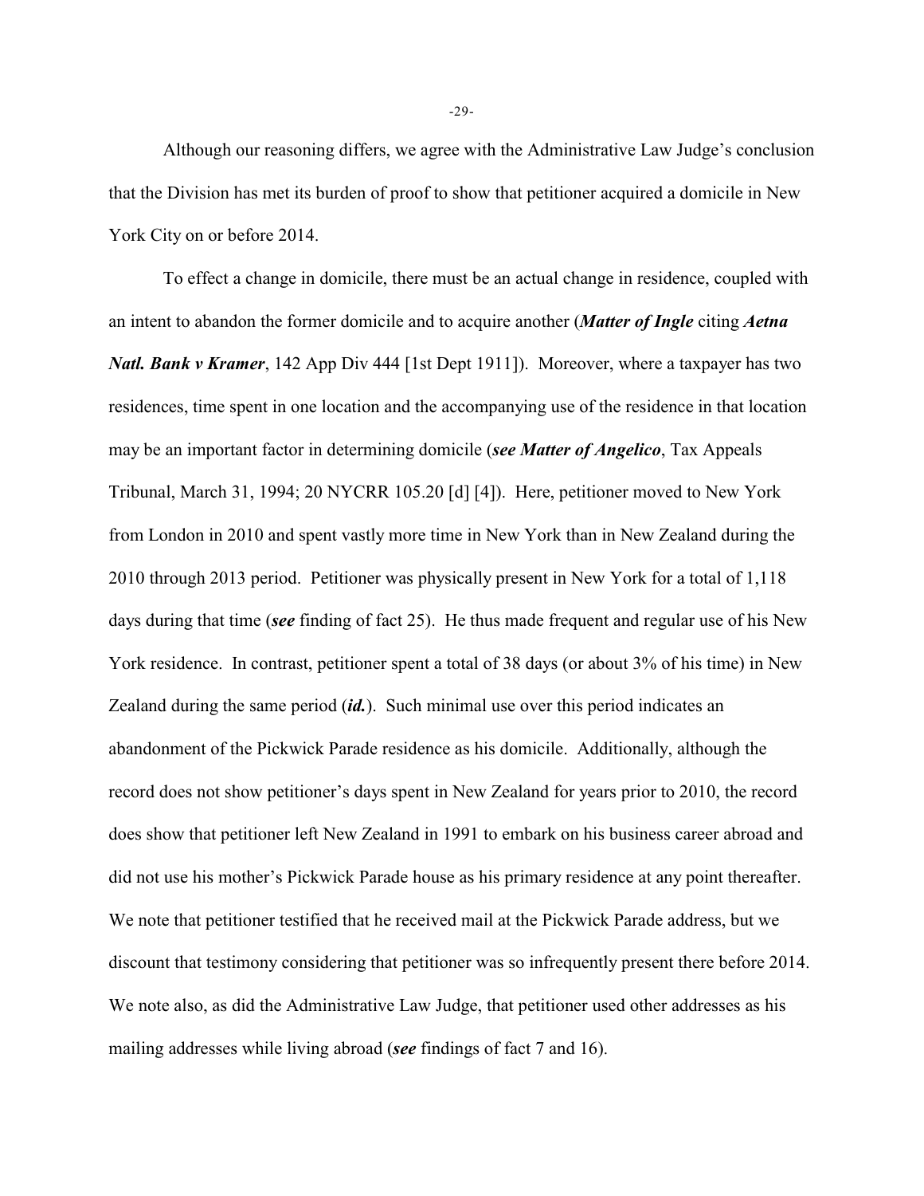Although our reasoning differs, we agree with the Administrative Law Judge's conclusion that the Division has met its burden of proof to show that petitioner acquired a domicile in New York City on or before 2014.

To effect a change in domicile, there must be an actual change in residence, coupled with an intent to abandon the former domicile and to acquire another (***Matter of Ingle*** citing ***Aetna Natl. Bank v Kramer***, 142 App Div 444 [1st Dept 1911]). Moreover, where a taxpayer has two residences, time spent in one location and the accompanying use of the residence in that location may be an important factor in determining domicile (***see Matter of Angelico***, Tax Appeals Tribunal, March 31, 1994; 20 NYCRR 105.20 [d] [4]). Here, petitioner moved to New York from London in 2010 and spent vastly more time in New York than in New Zealand during the 2010 through 2013 period. Petitioner was physically present in New York for a total of 1,118 days during that time (***see*** finding of fact 25). He thus made frequent and regular use of his New York residence. In contrast, petitioner spent a total of 38 days (or about 3% of his time) in New Zealand during the same period (***id.***). Such minimal use over this period indicates an abandonment of the Pickwick Parade residence as his domicile. Additionally, although the record does not show petitioner's days spent in New Zealand for years prior to 2010, the record does show that petitioner left New Zealand in 1991 to embark on his business career abroad and did not use his mother's Pickwick Parade house as his primary residence at any point thereafter. We note that petitioner testified that he received mail at the Pickwick Parade address, but we discount that testimony considering that petitioner was so infrequently present there before 2014. We note also, as did the Administrative Law Judge, that petitioner used other addresses as his mailing addresses while living abroad (***see*** findings of fact 7 and 16).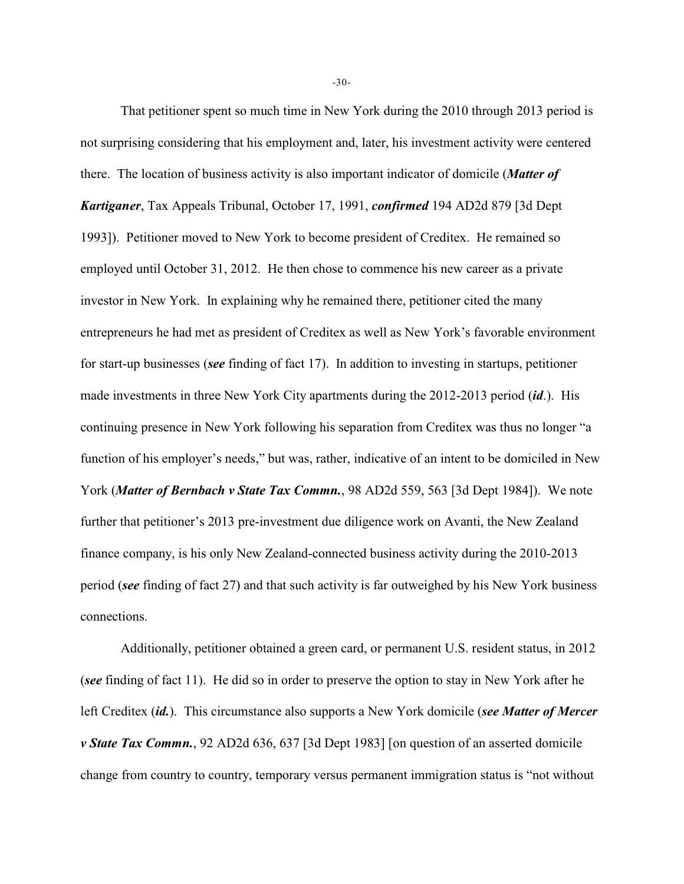That petitioner spent so much time in New York during the 2010 through 2013 period is not surprising considering that his employment and, later, his investment activity were centered there. The location of business activity is also important indicator of domicile (***Matter of Kartiganer***, Tax Appeals Tribunal, October 17, 1991, ***confirmed*** 194 AD2d 879 [3d Dept 1993]). Petitioner moved to New York to become president of Creditex. He remained so employed until October 31, 2012. He then chose to commence his new career as a private investor in New York. In explaining why he remained there, petitioner cited the many entrepreneurs he had met as president of Creditex as well as New York's favorable environment for start-up businesses (***see*** finding of fact 17). In addition to investing in startups, petitioner made investments in three New York City apartments during the 2012-2013 period (***id***.). His continuing presence in New York following his separation from Creditex was thus no longer "a function of his employer's needs," but was, rather, indicative of an intent to be domiciled in New York (***Matter of Bernbach v State Tax Commn.***, 98 AD2d 559, 563 [3d Dept 1984]). We note further that petitioner's 2013 pre-investment due diligence work on Avanti, the New Zealand finance company, is his only New Zealand-connected business activity during the 2010-2013 period (***see*** finding of fact 27) and that such activity is far outweighed by his New York business connections.

Additionally, petitioner obtained a green card, or permanent U.S. resident status, in 2012 (***see*** finding of fact 11). He did so in order to preserve the option to stay in New York after he left Creditex (***id.***). This circumstance also supports a New York domicile (***see Matter of Mercer v State Tax Commn.***, 92 AD2d 636, 637 [3d Dept 1983] [on question of an asserted domicile change from country to country, temporary versus permanent immigration status is "not without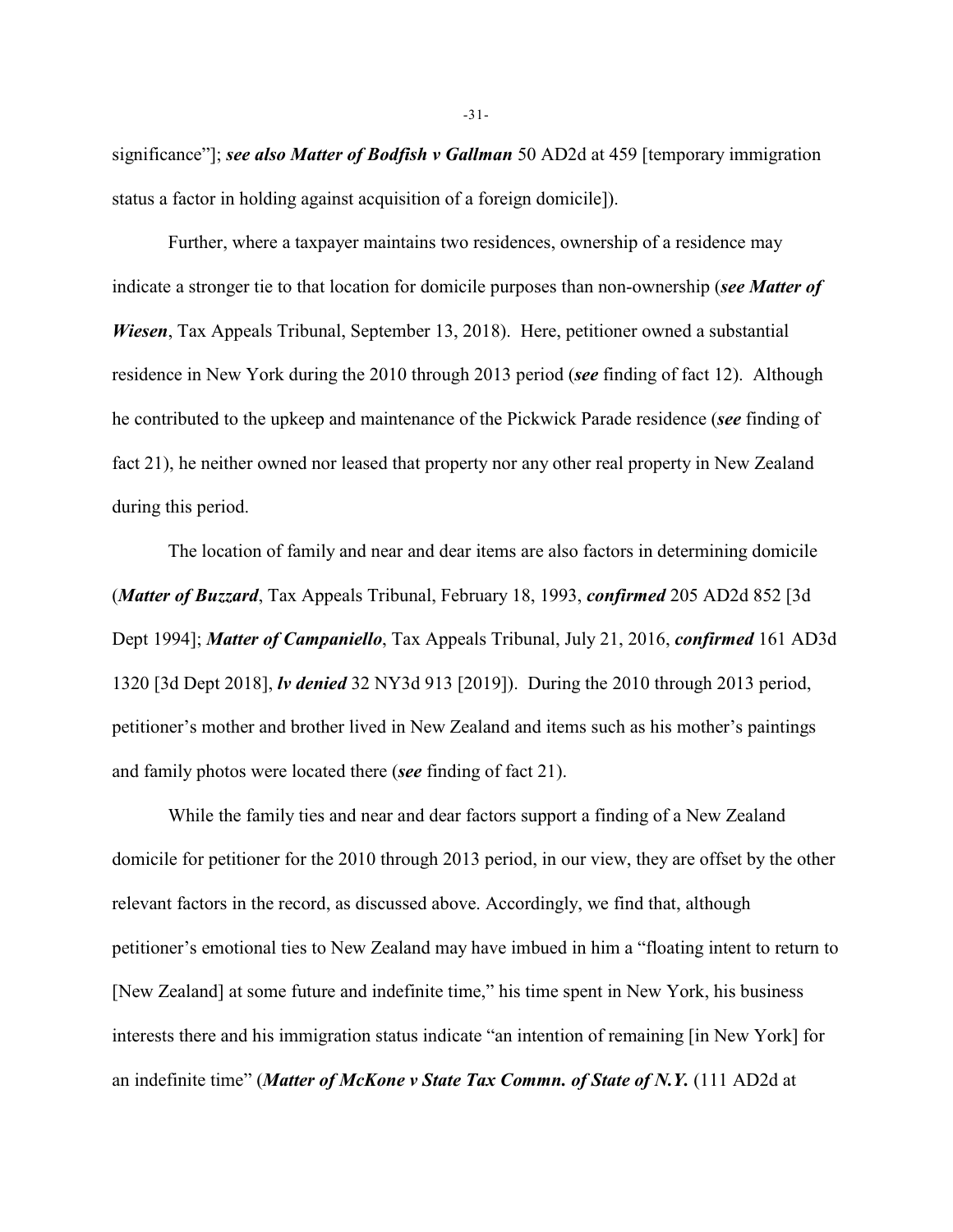significance"]; ***see also Matter of Bodfish v Gallman*** 50 AD2d at 459 [temporary immigration status a factor in holding against acquisition of a foreign domicile]).

Further, where a taxpayer maintains two residences, ownership of a residence may indicate a stronger tie to that location for domicile purposes than non-ownership (***see Matter of Wiesen***, Tax Appeals Tribunal, September 13, 2018). Here, petitioner owned a substantial residence in New York during the 2010 through 2013 period (***see*** finding of fact 12). Although he contributed to the upkeep and maintenance of the Pickwick Parade residence (***see*** finding of fact 21), he neither owned nor leased that property nor any other real property in New Zealand during this period.

The location of family and near and dear items are also factors in determining domicile (***Matter of Buzzard***, Tax Appeals Tribunal, February 18, 1993, ***confirmed*** 205 AD2d 852 [3d Dept 1994]; ***Matter of Campaniello***, Tax Appeals Tribunal, July 21, 2016, ***confirmed*** 161 AD3d 1320 [3d Dept 2018], ***lv denied*** 32 NY3d 913 [2019]). During the 2010 through 2013 period, petitioner's mother and brother lived in New Zealand and items such as his mother's paintings and family photos were located there (***see*** finding of fact 21).

While the family ties and near and dear factors support a finding of a New Zealand domicile for petitioner for the 2010 through 2013 period, in our view, they are offset by the other relevant factors in the record, as discussed above. Accordingly, we find that, although petitioner's emotional ties to New Zealand may have imbued in him a "floating intent to return to [New Zealand] at some future and indefinite time," his time spent in New York, his business interests there and his immigration status indicate "an intention of remaining [in New York] for an indefinite time" (***Matter of McKone v State Tax Commn. of State of N.Y.*** (111 AD2d at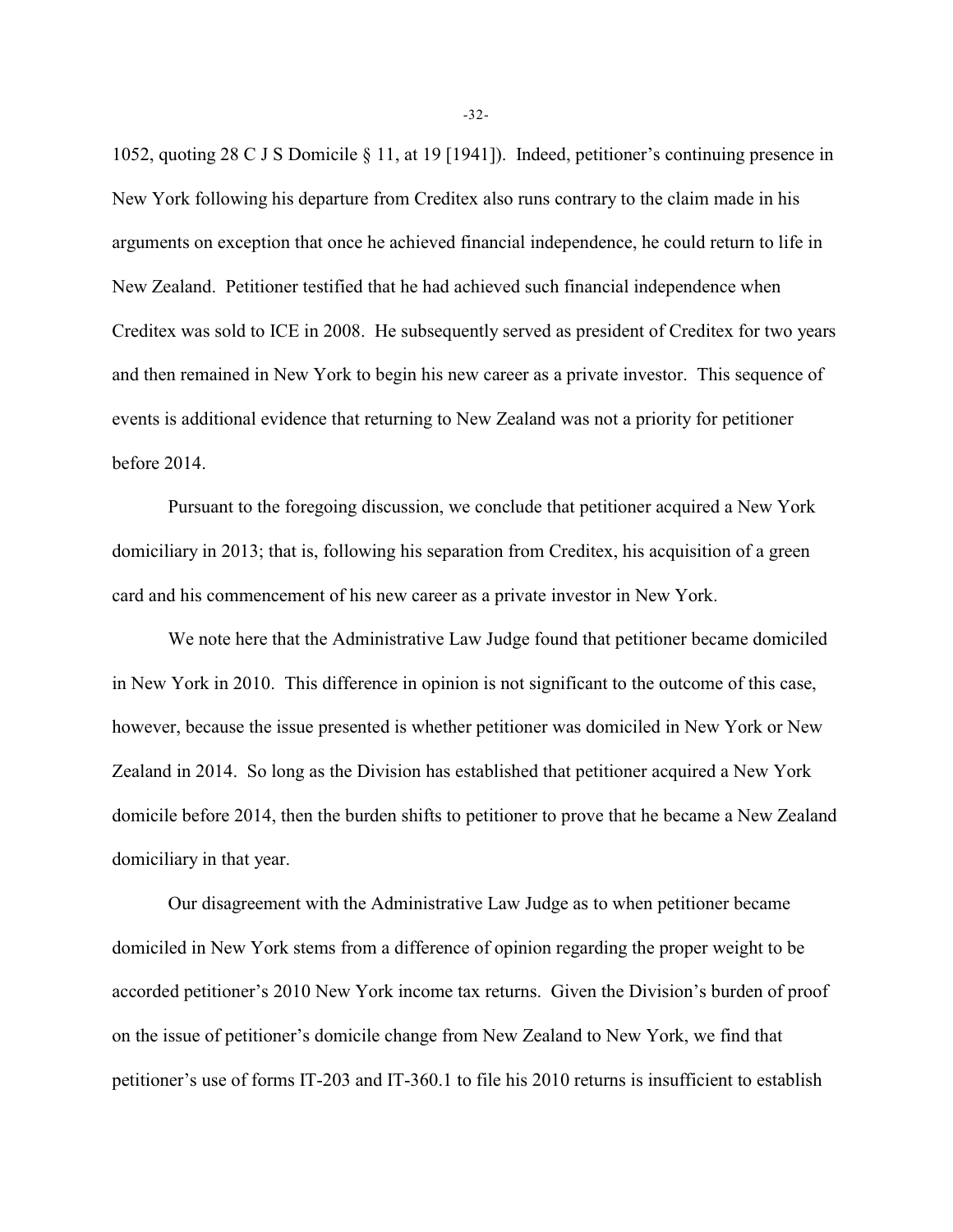1052, quoting 28 C J S Domicile § 11, at 19 [1941]). Indeed, petitioner's continuing presence in New York following his departure from Creditex also runs contrary to the claim made in his arguments on exception that once he achieved financial independence, he could return to life in New Zealand. Petitioner testified that he had achieved such financial independence when Creditex was sold to ICE in 2008. He subsequently served as president of Creditex for two years and then remained in New York to begin his new career as a private investor. This sequence of events is additional evidence that returning to New Zealand was not a priority for petitioner before 2014.

Pursuant to the foregoing discussion, we conclude that petitioner acquired a New York domiciliary in 2013; that is, following his separation from Creditex, his acquisition of a green card and his commencement of his new career as a private investor in New York.

We note here that the Administrative Law Judge found that petitioner became domiciled in New York in 2010. This difference in opinion is not significant to the outcome of this case, however, because the issue presented is whether petitioner was domiciled in New York or New Zealand in 2014. So long as the Division has established that petitioner acquired a New York domicile before 2014, then the burden shifts to petitioner to prove that he became a New Zealand domiciliary in that year.

Our disagreement with the Administrative Law Judge as to when petitioner became domiciled in New York stems from a difference of opinion regarding the proper weight to be accorded petitioner's 2010 New York income tax returns. Given the Division's burden of proof on the issue of petitioner's domicile change from New Zealand to New York, we find that petitioner's use of forms IT-203 and IT-360.1 to file his 2010 returns is insufficient to establish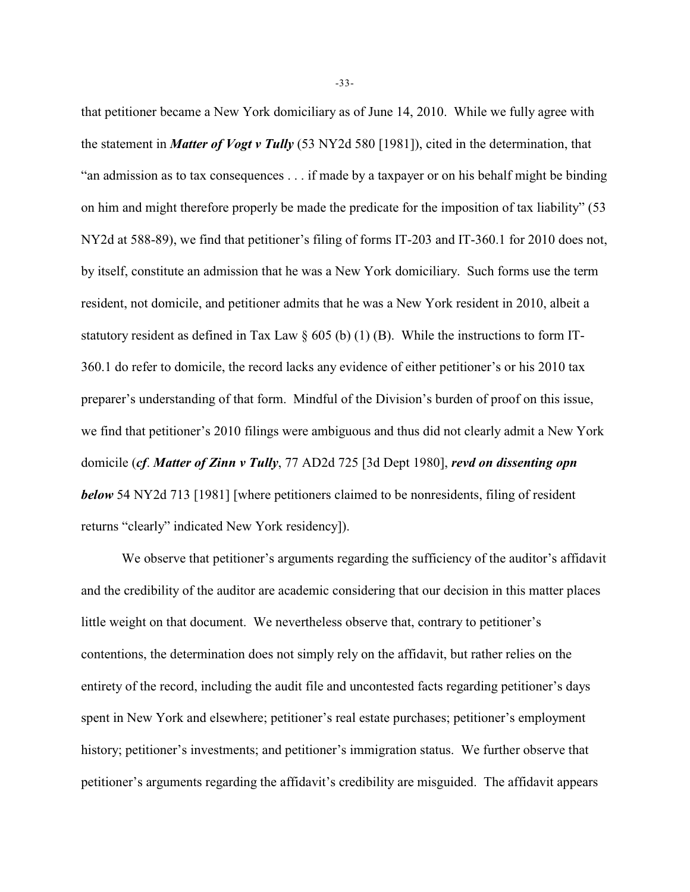that petitioner became a New York domiciliary as of June 14, 2010. While we fully agree with the statement in ***Matter of Vogt v Tully*** (53 NY2d 580 [1981]), cited in the determination, that "an admission as to tax consequences . . . if made by a taxpayer or on his behalf might be binding on him and might therefore properly be made the predicate for the imposition of tax liability" (53 NY2d at 588-89), we find that petitioner's filing of forms IT-203 and IT-360.1 for 2010 does not, by itself, constitute an admission that he was a New York domiciliary. Such forms use the term resident, not domicile, and petitioner admits that he was a New York resident in 2010, albeit a statutory resident as defined in Tax Law § 605 (b) (1) (B). While the instructions to form IT-360.1 do refer to domicile, the record lacks any evidence of either petitioner's or his 2010 tax preparer's understanding of that form. Mindful of the Division's burden of proof on this issue, we find that petitioner's 2010 filings were ambiguous and thus did not clearly admit a New York domicile (***cf*. *Matter of Zinn v Tully***, 77 AD2d 725 [3d Dept 1980], ***revd on dissenting opn below*** 54 NY2d 713 [1981] [where petitioners claimed to be nonresidents, filing of resident returns "clearly" indicated New York residency]).

We observe that petitioner's arguments regarding the sufficiency of the auditor's affidavit and the credibility of the auditor are academic considering that our decision in this matter places little weight on that document. We nevertheless observe that, contrary to petitioner's contentions, the determination does not simply rely on the affidavit, but rather relies on the entirety of the record, including the audit file and uncontested facts regarding petitioner's days spent in New York and elsewhere; petitioner's real estate purchases; petitioner's employment history; petitioner's investments; and petitioner's immigration status. We further observe that petitioner's arguments regarding the affidavit's credibility are misguided. The affidavit appears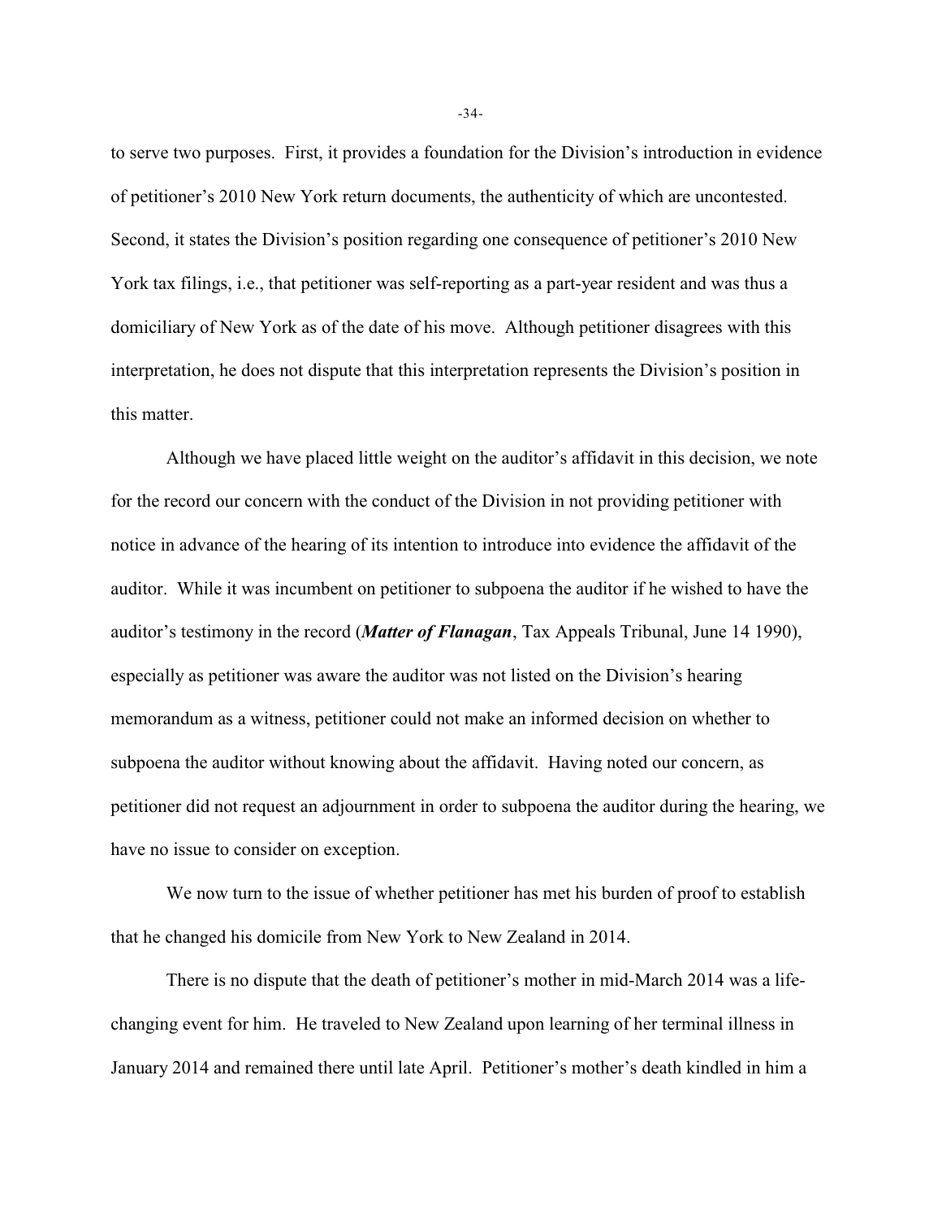to serve two purposes. First, it provides a foundation for the Division's introduction in evidence of petitioner's 2010 New York return documents, the authenticity of which are uncontested. Second, it states the Division's position regarding one consequence of petitioner's 2010 New York tax filings, i.e., that petitioner was self-reporting as a part-year resident and was thus a domiciliary of New York as of the date of his move. Although petitioner disagrees with this interpretation, he does not dispute that this interpretation represents the Division's position in this matter.

Although we have placed little weight on the auditor's affidavit in this decision, we note for the record our concern with the conduct of the Division in not providing petitioner with notice in advance of the hearing of its intention to introduce into evidence the affidavit of the auditor. While it was incumbent on petitioner to subpoena the auditor if he wished to have the auditor's testimony in the record (***Matter of Flanagan***, Tax Appeals Tribunal, June 14 1990), especially as petitioner was aware the auditor was not listed on the Division's hearing memorandum as a witness, petitioner could not make an informed decision on whether to subpoena the auditor without knowing about the affidavit. Having noted our concern, as petitioner did not request an adjournment in order to subpoena the auditor during the hearing, we have no issue to consider on exception.

We now turn to the issue of whether petitioner has met his burden of proof to establish that he changed his domicile from New York to New Zealand in 2014.

There is no dispute that the death of petitioner's mother in mid-March 2014 was a life-changing event for him. He traveled to New Zealand upon learning of her terminal illness in January 2014 and remained there until late April. Petitioner's mother's death kindled in him a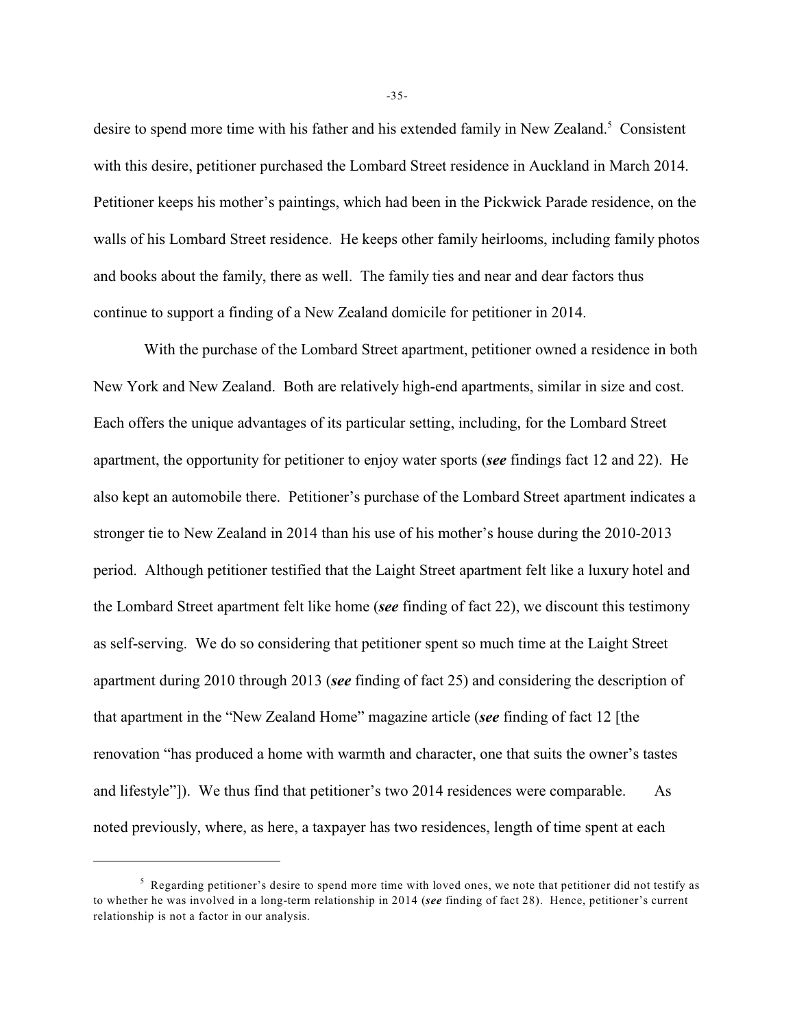desire to spend more time with his father and his extended family in New Zealand.[5] Consistent with this desire, petitioner purchased the Lombard Street residence in Auckland in March 2014. Petitioner keeps his mother's paintings, which had been in the Pickwick Parade residence, on the walls of his Lombard Street residence. He keeps other family heirlooms, including family photos and books about the family, there as well. The family ties and near and dear factors thus continue to support a finding of a New Zealand domicile for petitioner in 2014.

With the purchase of the Lombard Street apartment, petitioner owned a residence in both New York and New Zealand. Both are relatively high-end apartments, similar in size and cost. Each offers the unique advantages of its particular setting, including, for the Lombard Street apartment, the opportunity for petitioner to enjoy water sports (***see*** findings fact 12 and 22). He also kept an automobile there. Petitioner's purchase of the Lombard Street apartment indicates a stronger tie to New Zealand in 2014 than his use of his mother's house during the 2010-2013 period. Although petitioner testified that the Laight Street apartment felt like a luxury hotel and the Lombard Street apartment felt like home (***see*** finding of fact 22), we discount this testimony as self-serving. We do so considering that petitioner spent so much time at the Laight Street apartment during 2010 through 2013 (***see*** finding of fact 25) and considering the description of that apartment in the "New Zealand Home" magazine article (***see*** finding of fact 12 [the renovation "has produced a home with warmth and character, one that suits the owner's tastes and lifestyle"]). We thus find that petitioner's two 2014 residences were comparable. As noted previously, where, as here, a taxpayer has two residences, length of time spent at each

---

[5] Regarding petitioner's desire to spend more time with loved ones, we note that petitioner did not testify as to whether he was involved in a long-term relationship in 2014 (***see*** finding of fact 28). Hence, petitioner's current relationship is not a factor in our analysis.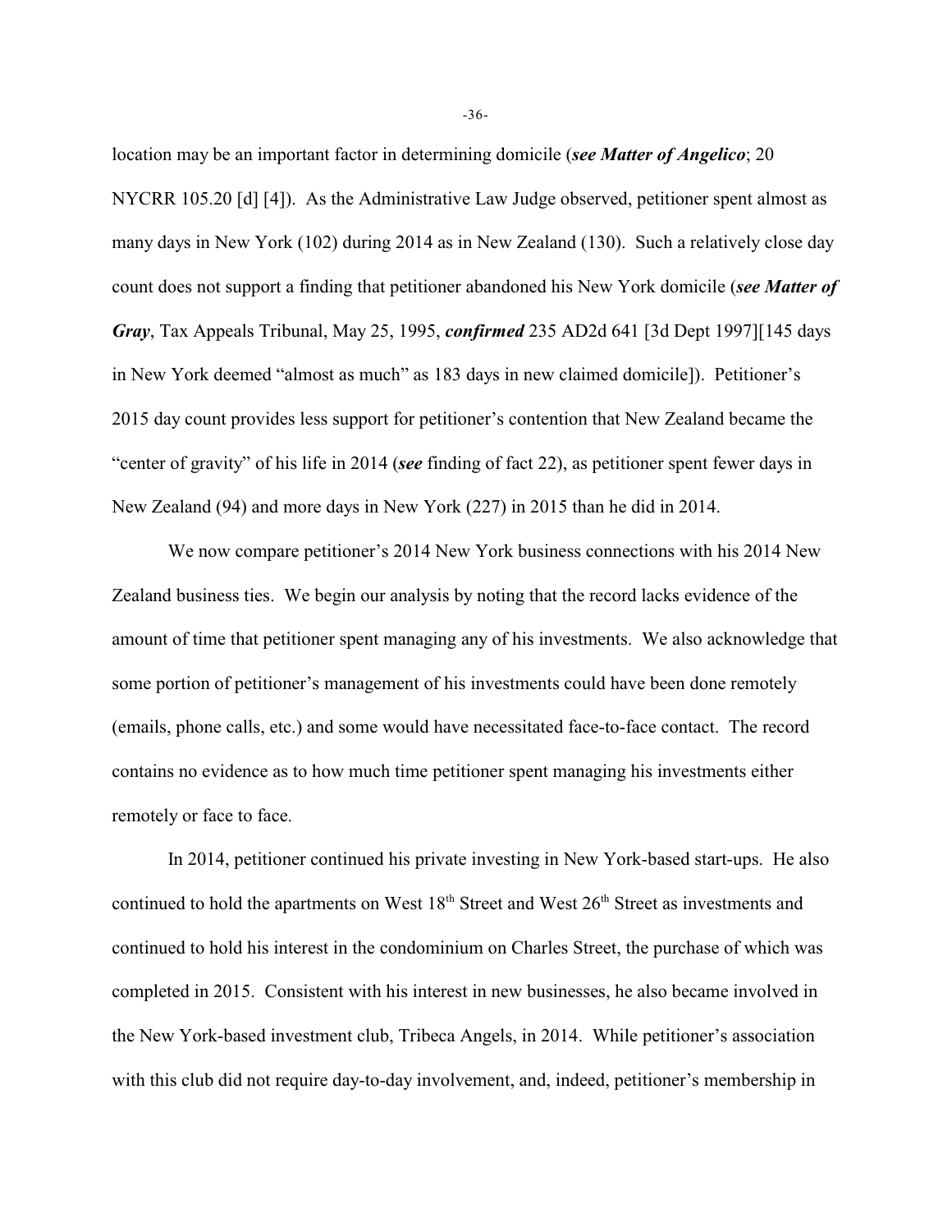location may be an important factor in determining domicile (***see Matter of Angelico***; 20 NYCRR 105.20 [d] [4]). As the Administrative Law Judge observed, petitioner spent almost as many days in New York (102) during 2014 as in New Zealand (130). Such a relatively close day count does not support a finding that petitioner abandoned his New York domicile (***see Matter of Gray***, Tax Appeals Tribunal, May 25, 1995, ***confirmed*** 235 AD2d 641 [3d Dept 1997][145 days in New York deemed "almost as much" as 183 days in new claimed domicile]). Petitioner's 2015 day count provides less support for petitioner's contention that New Zealand became the "center of gravity" of his life in 2014 (***see*** finding of fact 22), as petitioner spent fewer days in New Zealand (94) and more days in New York (227) in 2015 than he did in 2014.

We now compare petitioner's 2014 New York business connections with his 2014 New Zealand business ties. We begin our analysis by noting that the record lacks evidence of the amount of time that petitioner spent managing any of his investments. We also acknowledge that some portion of petitioner's management of his investments could have been done remotely (emails, phone calls, etc.) and some would have necessitated face-to-face contact. The record contains no evidence as to how much time petitioner spent managing his investments either remotely or face to face.

In 2014, petitioner continued his private investing in New York-based start-ups. He also continued to hold the apartments on West 18th Street and West 26th Street as investments and continued to hold his interest in the condominium on Charles Street, the purchase of which was completed in 2015. Consistent with his interest in new businesses, he also became involved in the New York-based investment club, Tribeca Angels, in 2014. While petitioner's association with this club did not require day-to-day involvement, and, indeed, petitioner's membership in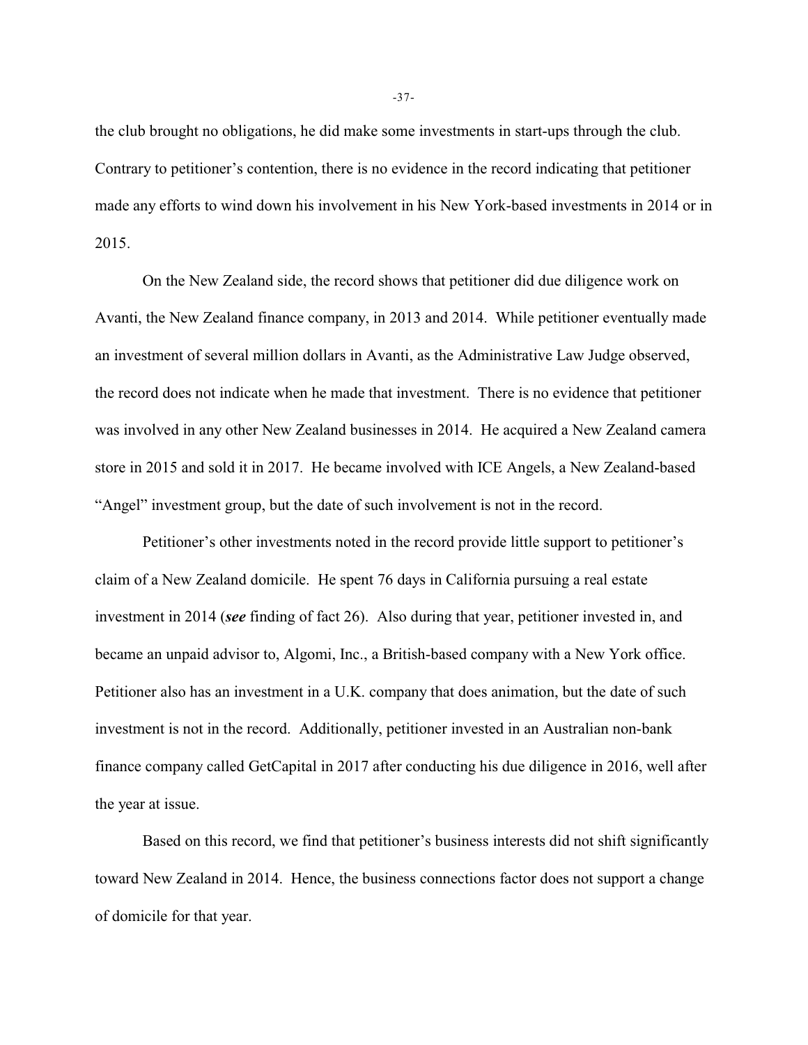the club brought no obligations, he did make some investments in start-ups through the club. Contrary to petitioner's contention, there is no evidence in the record indicating that petitioner made any efforts to wind down his involvement in his New York-based investments in 2014 or in 2015.

On the New Zealand side, the record shows that petitioner did due diligence work on Avanti, the New Zealand finance company, in 2013 and 2014. While petitioner eventually made an investment of several million dollars in Avanti, as the Administrative Law Judge observed, the record does not indicate when he made that investment. There is no evidence that petitioner was involved in any other New Zealand businesses in 2014. He acquired a New Zealand camera store in 2015 and sold it in 2017. He became involved with ICE Angels, a New Zealand-based "Angel" investment group, but the date of such involvement is not in the record.

Petitioner's other investments noted in the record provide little support to petitioner's claim of a New Zealand domicile. He spent 76 days in California pursuing a real estate investment in 2014 (***see*** finding of fact 26). Also during that year, petitioner invested in, and became an unpaid advisor to, Algomi, Inc., a British-based company with a New York office. Petitioner also has an investment in a U.K. company that does animation, but the date of such investment is not in the record. Additionally, petitioner invested in an Australian non-bank finance company called GetCapital in 2017 after conducting his due diligence in 2016, well after the year at issue.

Based on this record, we find that petitioner's business interests did not shift significantly toward New Zealand in 2014. Hence, the business connections factor does not support a change of domicile for that year.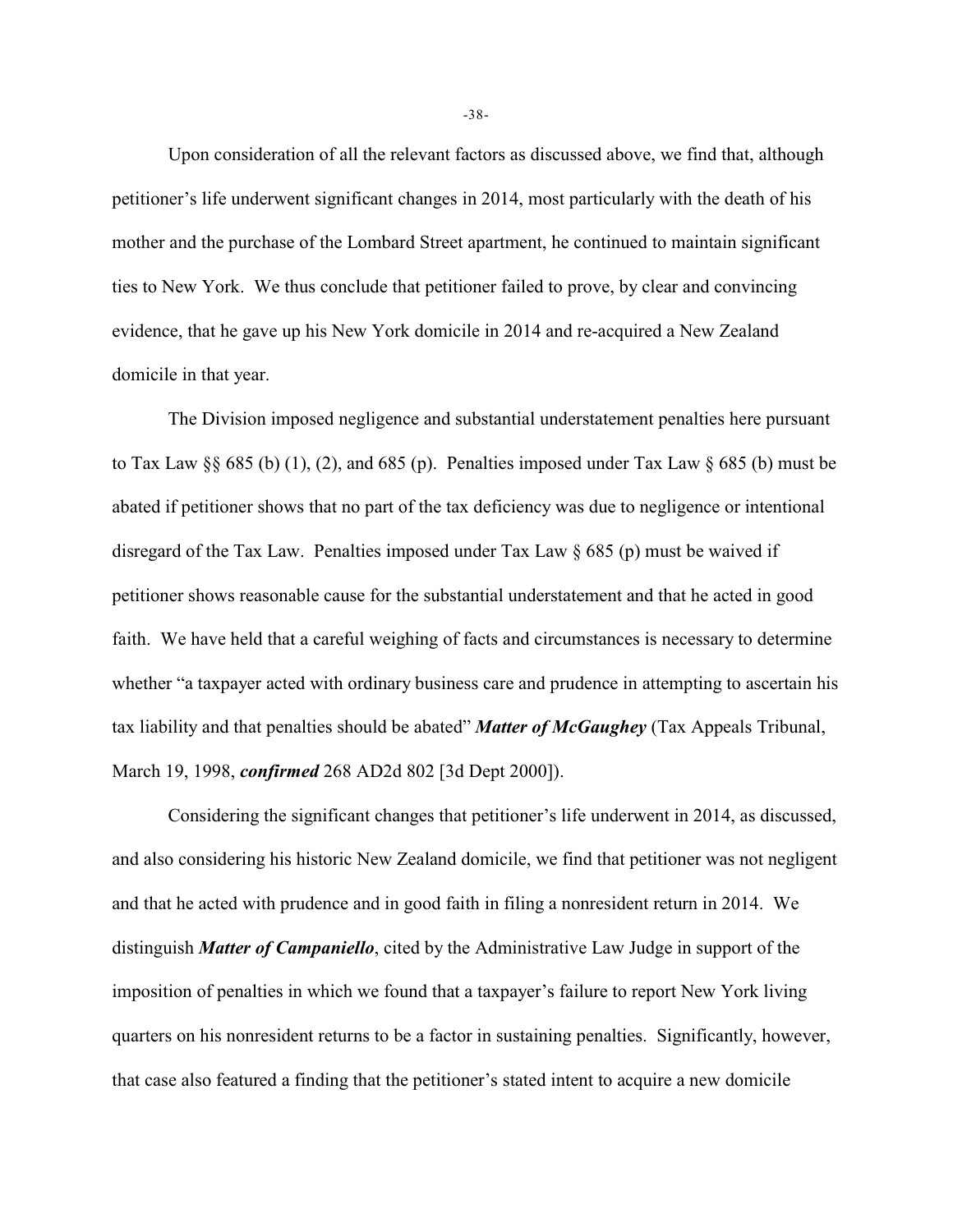Upon consideration of all the relevant factors as discussed above, we find that, although petitioner's life underwent significant changes in 2014, most particularly with the death of his mother and the purchase of the Lombard Street apartment, he continued to maintain significant ties to New York. We thus conclude that petitioner failed to prove, by clear and convincing evidence, that he gave up his New York domicile in 2014 and re-acquired a New Zealand domicile in that year.

The Division imposed negligence and substantial understatement penalties here pursuant to Tax Law §§ 685 (b) (1), (2), and 685 (p). Penalties imposed under Tax Law § 685 (b) must be abated if petitioner shows that no part of the tax deficiency was due to negligence or intentional disregard of the Tax Law. Penalties imposed under Tax Law § 685 (p) must be waived if petitioner shows reasonable cause for the substantial understatement and that he acted in good faith. We have held that a careful weighing of facts and circumstances is necessary to determine whether "a taxpayer acted with ordinary business care and prudence in attempting to ascertain his tax liability and that penalties should be abated" ***Matter of McGaughey*** (Tax Appeals Tribunal, March 19, 1998, ***confirmed*** 268 AD2d 802 [3d Dept 2000]).

Considering the significant changes that petitioner's life underwent in 2014, as discussed, and also considering his historic New Zealand domicile, we find that petitioner was not negligent and that he acted with prudence and in good faith in filing a nonresident return in 2014. We distinguish ***Matter of Campaniello***, cited by the Administrative Law Judge in support of the imposition of penalties in which we found that a taxpayer's failure to report New York living quarters on his nonresident returns to be a factor in sustaining penalties. Significantly, however, that case also featured a finding that the petitioner's stated intent to acquire a new domicile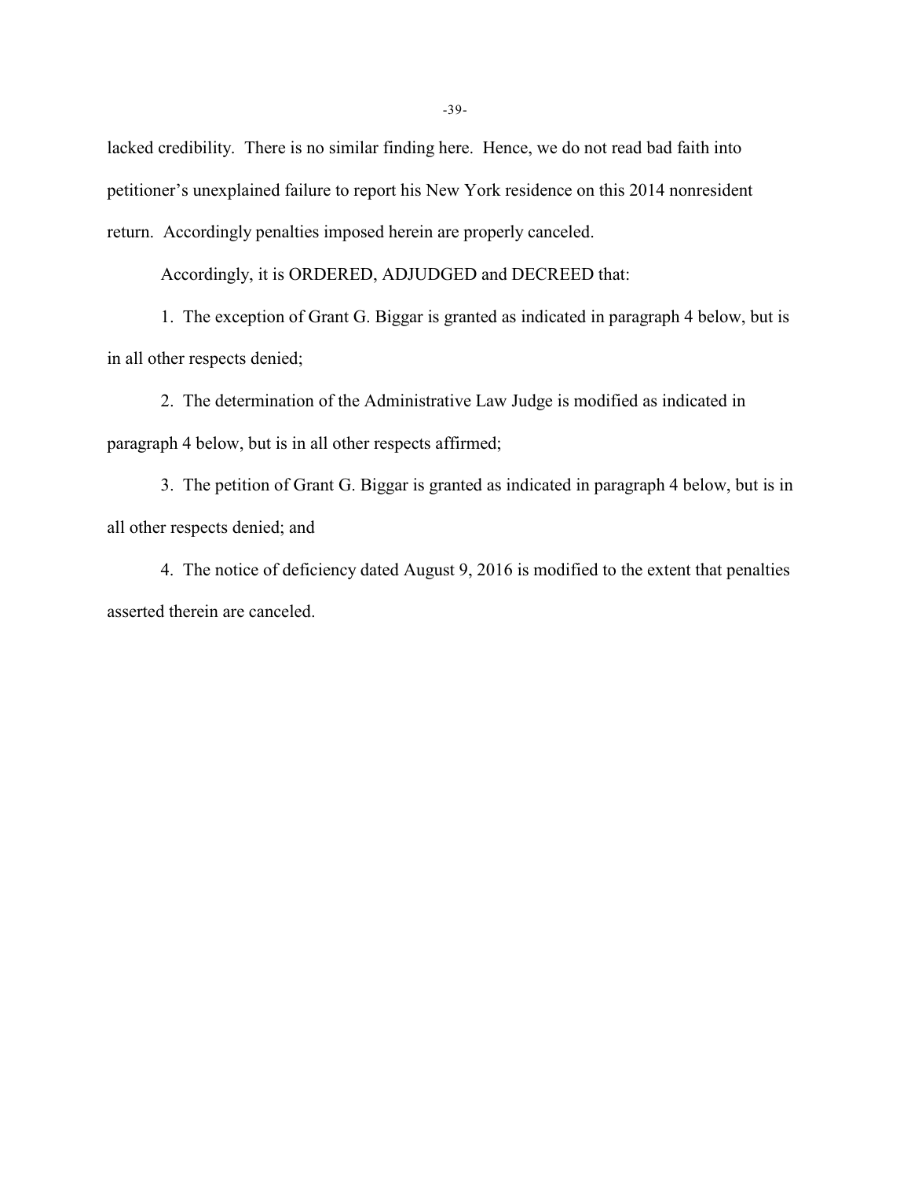lacked credibility. There is no similar finding here. Hence, we do not read bad faith into petitioner's unexplained failure to report his New York residence on this 2014 nonresident return. Accordingly penalties imposed herein are properly canceled.

Accordingly, it is ORDERED, ADJUDGED and DECREED that:

1. The exception of Grant G. Biggar is granted as indicated in paragraph 4 below, but is in all other respects denied;

2. The determination of the Administrative Law Judge is modified as indicated in paragraph 4 below, but is in all other respects affirmed;

3. The petition of Grant G. Biggar is granted as indicated in paragraph 4 below, but is in all other respects denied; and

4. The notice of deficiency dated August 9, 2016 is modified to the extent that penalties asserted therein are canceled.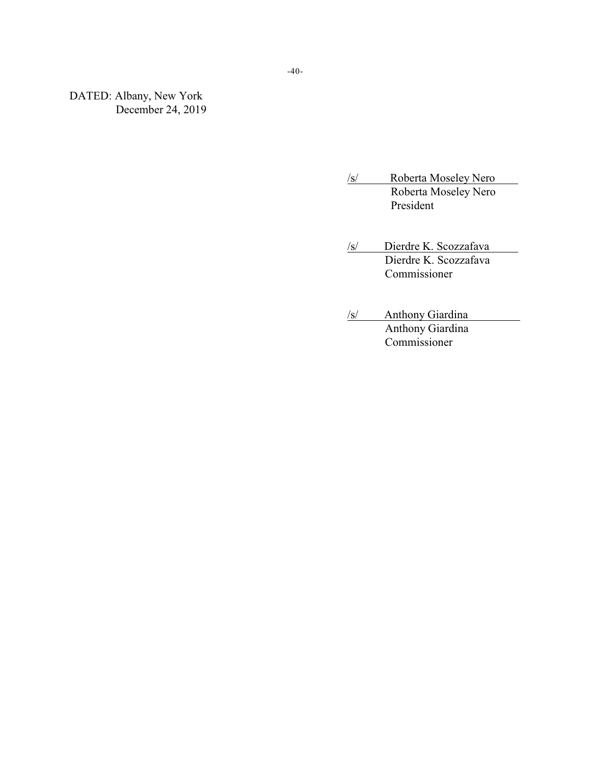DATED: Albany, New York
December 24, 2019

/s/ Roberta Moseley Nero
Roberta Moseley Nero
President

/s/ Dierdre K. Scozzafava
Dierdre K. Scozzafava
Commissioner

/s/ Anthony Giardina
Anthony Giardina
Commissioner